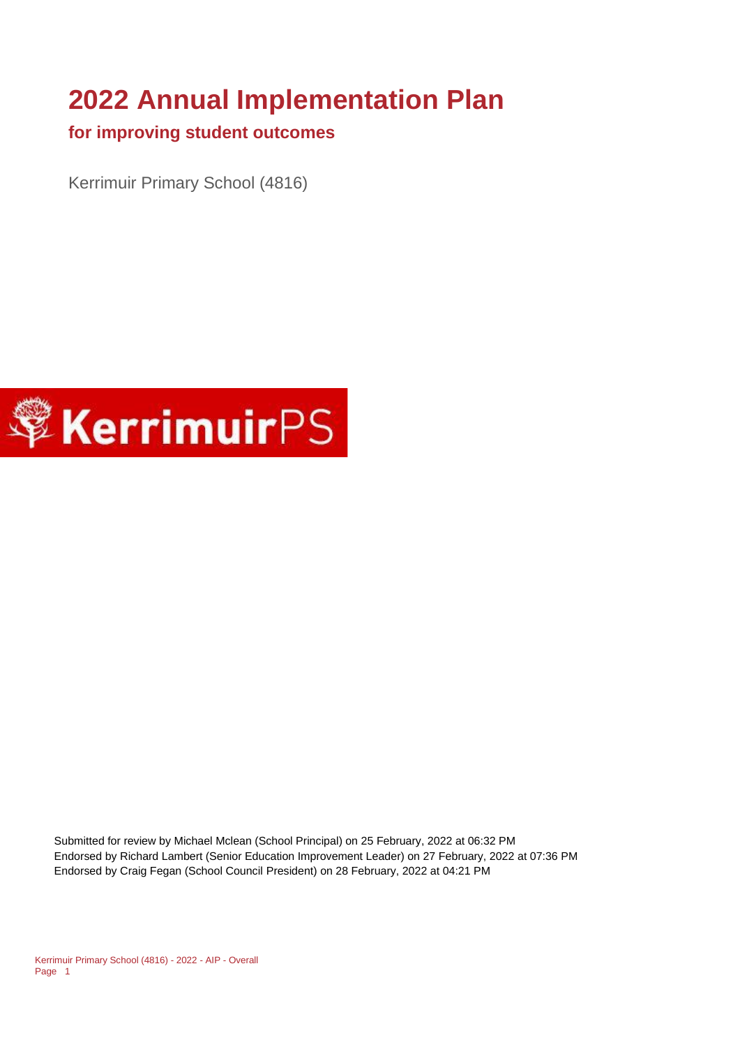# 2022 Annual Implementation Plan

## for improving student outcomes

Kerrimuir Primary School (4816)

KerrimuirPS

Submitted for review by Michael Mclean (School Principal) on 25 February, 2022 at 06:32 PM
Endorsed by Richard Lambert (Senior Education Improvement Leader) on 27 February, 2022 at 07:36 PM
Endorsed by Craig Fegan (School Council President) on 28 February, 2022 at 04:21 PM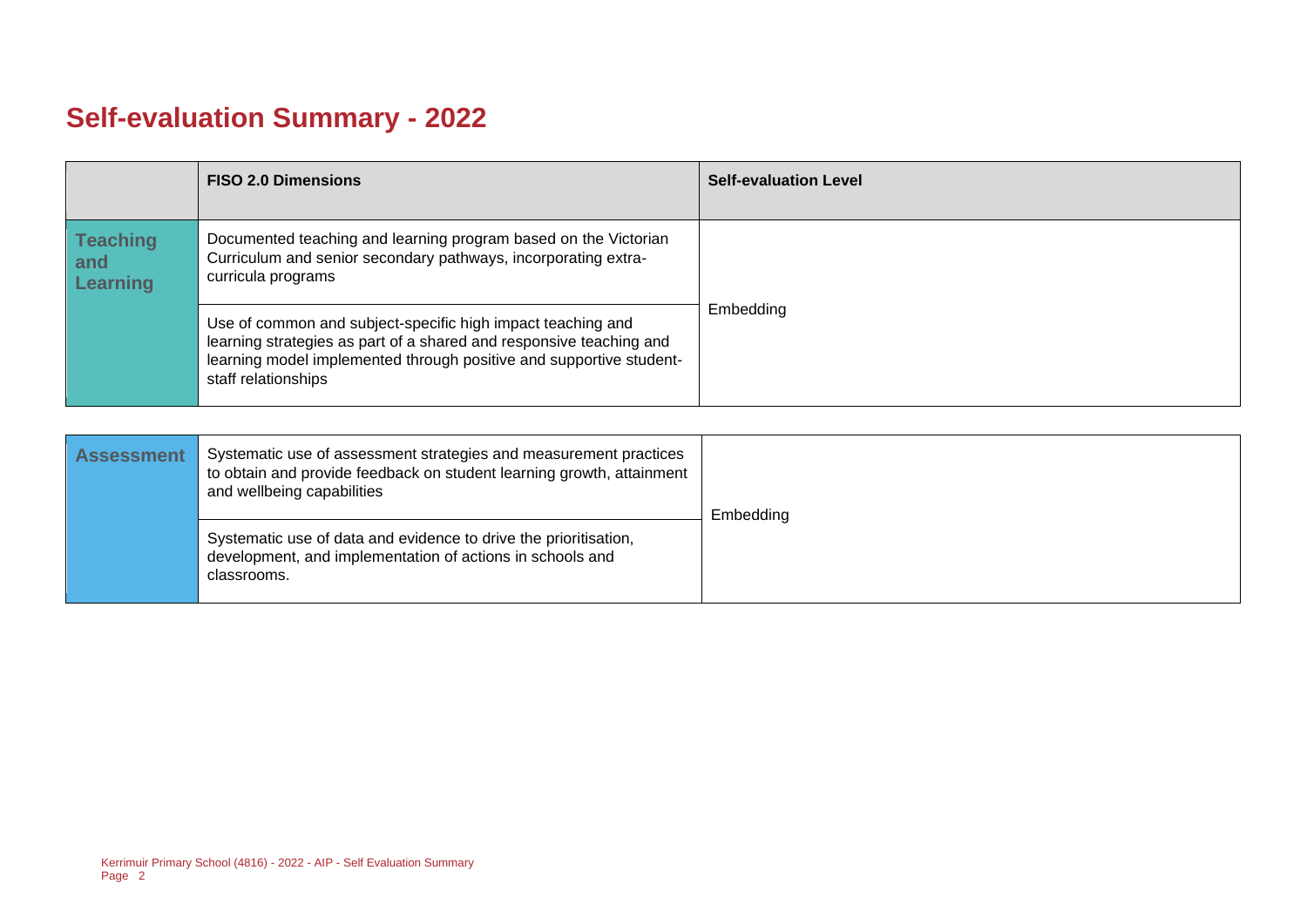# Self-evaluation Summary - 2022

| | FISO 2.0 Dimensions | Self-evaluation Level |
|---|---|---|
| **Teaching and Learning** | Documented teaching and learning program based on the Victorian Curriculum and senior secondary pathways, incorporating extra-curricula programs | Embedding |
| | Use of common and subject-specific high impact teaching and learning strategies as part of a shared and responsive teaching and learning model implemented through positive and supportive student-staff relationships | |

| | | |
|---|---|---|
| **Assessment** | Systematic use of assessment strategies and measurement practices to obtain and provide feedback on student learning growth, attainment and wellbeing capabilities | Embedding |
| | Systematic use of data and evidence to drive the prioritisation, development, and implementation of actions in schools and classrooms. | |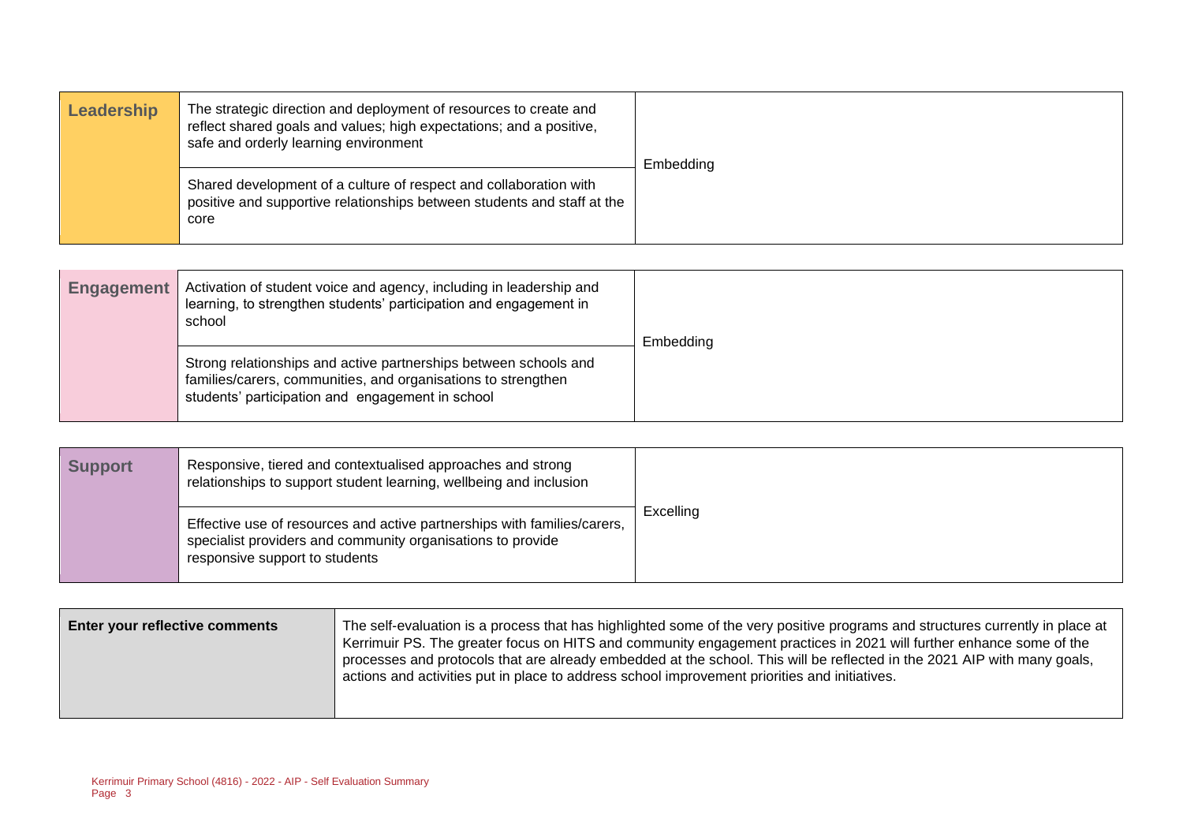| Leadership | The strategic direction and deployment of resources to create and reflect shared goals and values; high expectations; and a positive, safe and orderly learning environment | Embedding |
| --- | --- | --- |
| | Shared development of a culture of respect and collaboration with positive and supportive relationships between students and staff at the core | |

| Engagement | Activation of student voice and agency, including in leadership and learning, to strengthen students' participation and engagement in school | Embedding |
| --- | --- | --- |
| | Strong relationships and active partnerships between schools and families/carers, communities, and organisations to strengthen students' participation and engagement in school | |

| Support | Responsive, tiered and contextualised approaches and strong relationships to support student learning, wellbeing and inclusion | Excelling |
| --- | --- | --- |
| | Effective use of resources and active partnerships with families/carers, specialist providers and community organisations to provide responsive support to students | |

| Enter your reflective comments | The self-evaluation is a process that has highlighted some of the very positive programs and structures currently in place at Kerrimuir PS. The greater focus on HITS and community engagement practices in 2021 will further enhance some of the processes and protocols that are already embedded at the school. This will be reflected in the 2021 AIP with many goals, actions and activities put in place to address school improvement priorities and initiatives. |
| --- | --- |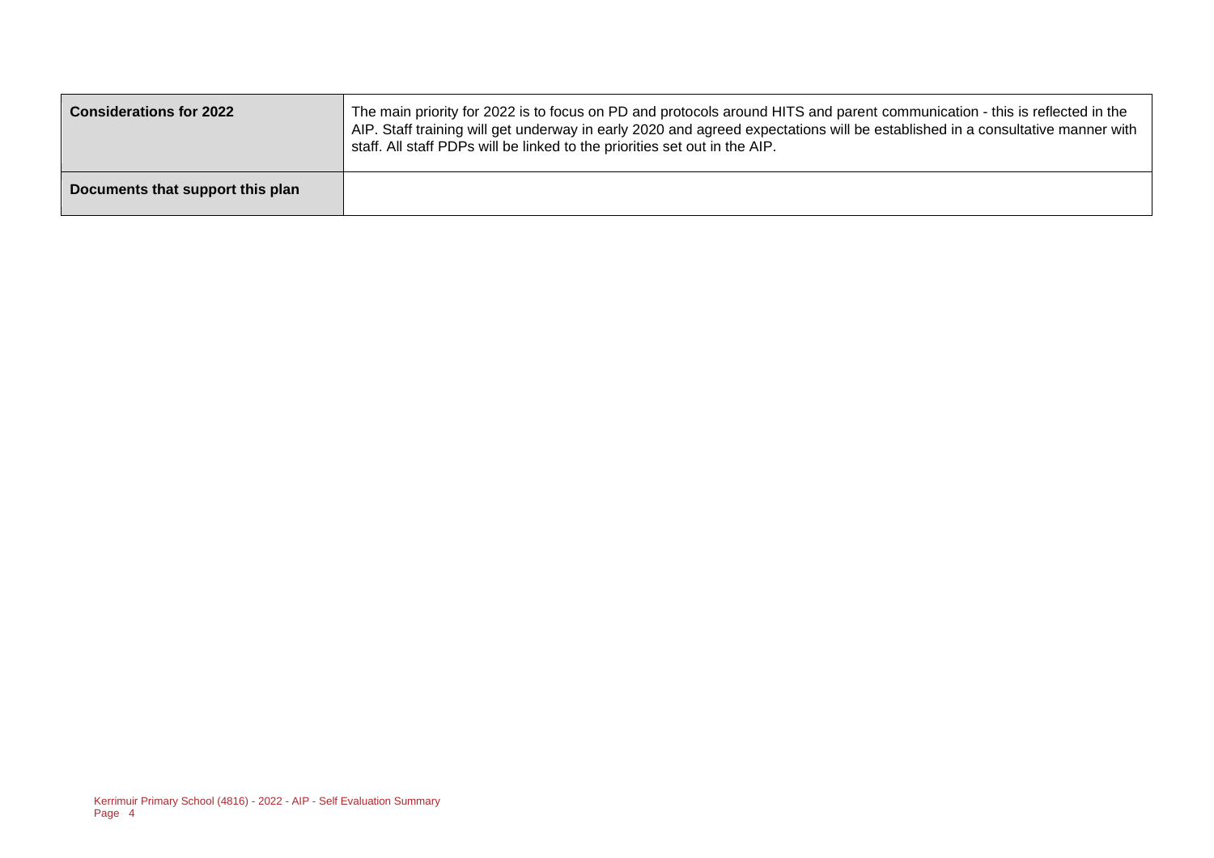| | |
|---|---|
| **Considerations for 2022** | The main priority for 2022 is to focus on PD and protocols around HITS and parent communication - this is reflected in the AIP. Staff training will get underway in early 2020 and agreed expectations will be established in a consultative manner with staff. All staff PDPs will be linked to the priorities set out in the AIP. |
| **Documents that support this plan** | |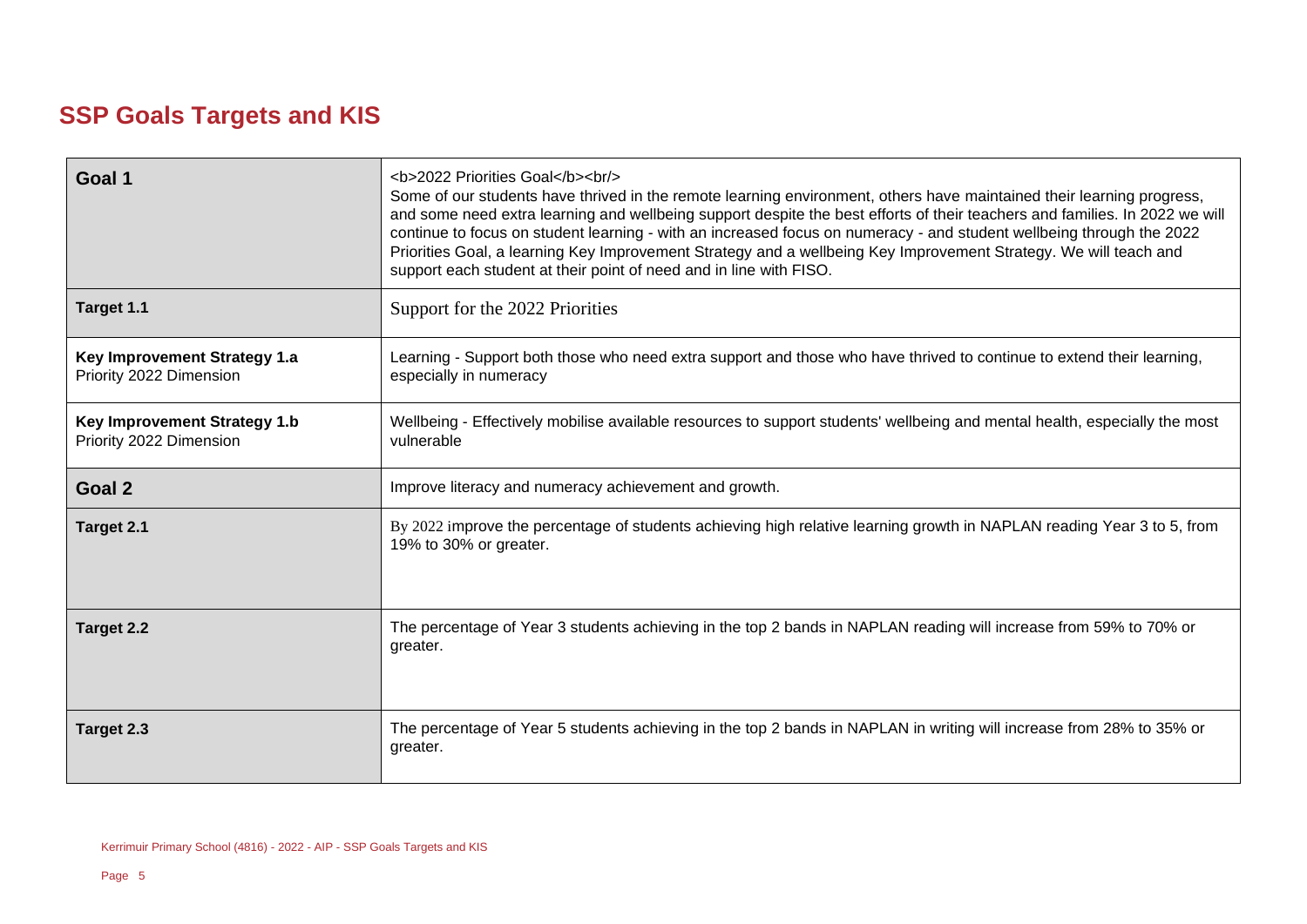## SSP Goals Targets and KIS

| | |
|---|---|
| **Goal 1** | <b>2022 Priorities Goal</b><br/> Some of our students have thrived in the remote learning environment, others have maintained their learning progress, and some need extra learning and wellbeing support despite the best efforts of their teachers and families. In 2022 we will continue to focus on student learning - with an increased focus on numeracy - and student wellbeing through the 2022 Priorities Goal, a learning Key Improvement Strategy and a wellbeing Key Improvement Strategy. We will teach and support each student at their point of need and in line with FISO. |
| **Target 1.1** | Support for the 2022 Priorities |
| **Key Improvement Strategy 1.a** Priority 2022 Dimension | Learning - Support both those who need extra support and those who have thrived to continue to extend their learning, especially in numeracy |
| **Key Improvement Strategy 1.b** Priority 2022 Dimension | Wellbeing - Effectively mobilise available resources to support students' wellbeing and mental health, especially the most vulnerable |
| **Goal 2** | Improve literacy and numeracy achievement and growth. |
| **Target 2.1** | By 2022 improve the percentage of students achieving high relative learning growth in NAPLAN reading Year 3 to 5, from 19% to 30% or greater. |
| **Target 2.2** | The percentage of Year 3 students achieving in the top 2 bands in NAPLAN reading will increase from 59% to 70% or greater. |
| **Target 2.3** | The percentage of Year 5 students achieving in the top 2 bands in NAPLAN in writing will increase from 28% to 35% or greater. |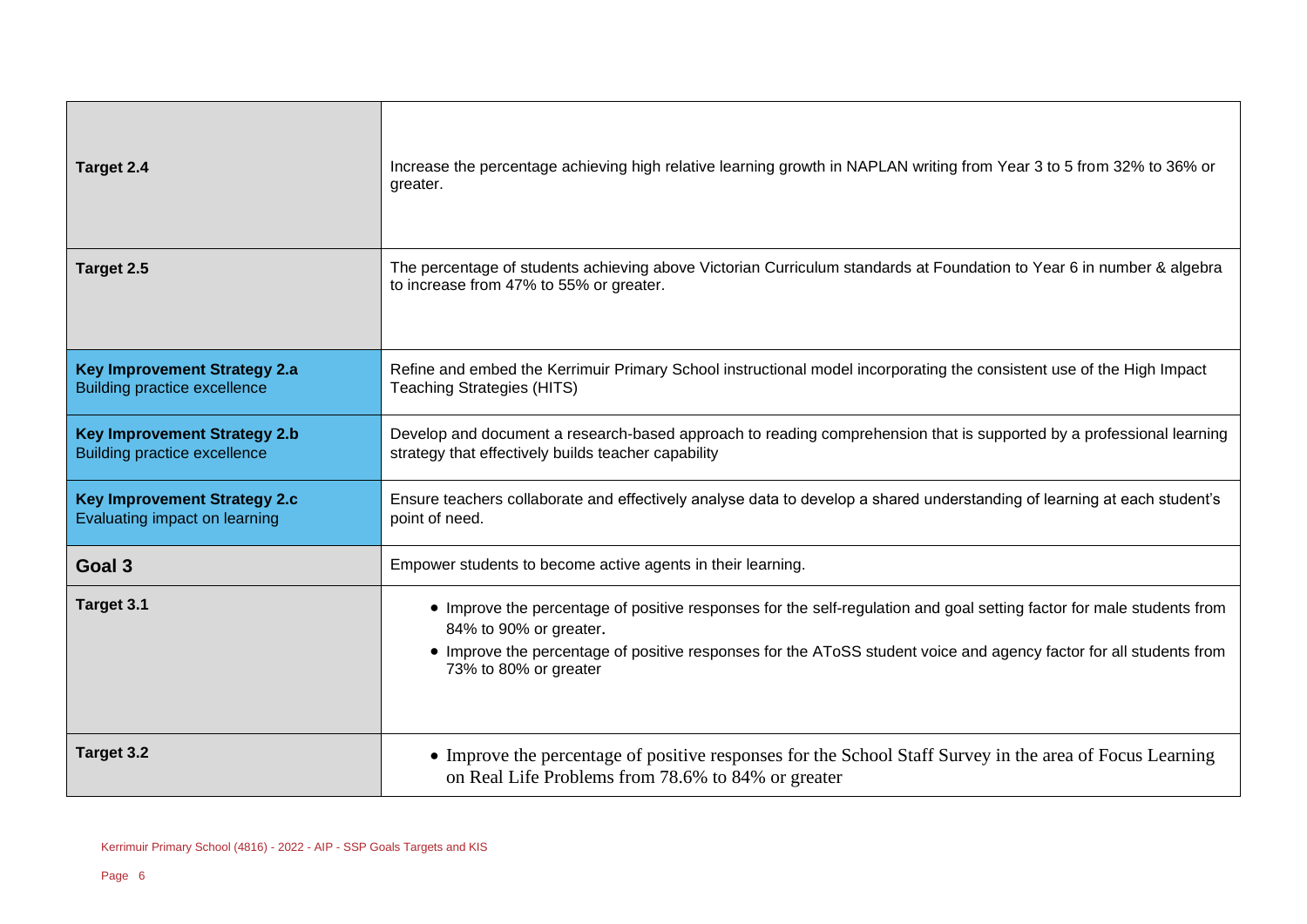| | |
|---|---|
| **Target 2.4** | Increase the percentage achieving high relative learning growth in NAPLAN writing from Year 3 to 5 from 32% to 36% or greater. |
| **Target 2.5** | The percentage of students achieving above Victorian Curriculum standards at Foundation to Year 6 in number & algebra to increase from 47% to 55% or greater. |
| **Key Improvement Strategy 2.a** Building practice excellence | Refine and embed the Kerrimuir Primary School instructional model incorporating the consistent use of the High Impact Teaching Strategies (HITS) |
| **Key Improvement Strategy 2.b** Building practice excellence | Develop and document a research-based approach to reading comprehension that is supported by a professional learning strategy that effectively builds teacher capability |
| **Key Improvement Strategy 2.c** Evaluating impact on learning | Ensure teachers collaborate and effectively analyse data to develop a shared understanding of learning at each student's point of need. |
| **Goal 3** | Empower students to become active agents in their learning. |
| **Target 3.1** | • Improve the percentage of positive responses for the self-regulation and goal setting factor for male students from 84% to 90% or greater. <br> • Improve the percentage of positive responses for the AToSS student voice and agency factor for all students from 73% to 80% or greater |
| **Target 3.2** | • Improve the percentage of positive responses for the School Staff Survey in the area of Focus Learning on Real Life Problems from 78.6% to 84% or greater |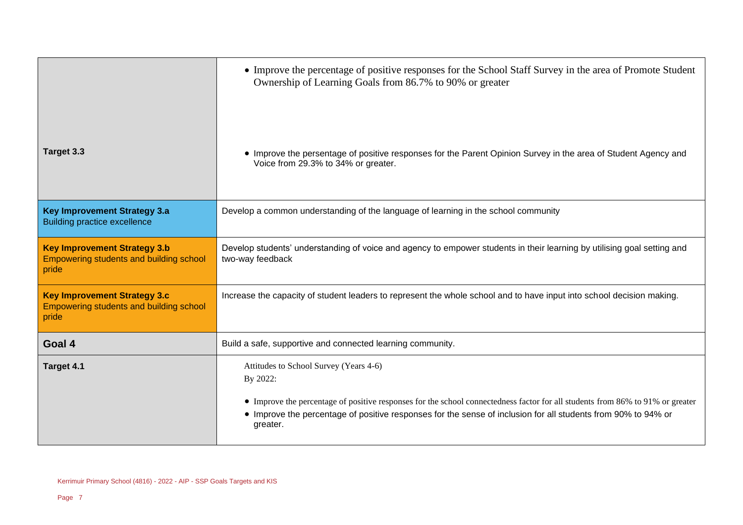| | |
|---|---|
| **Target 3.3** | • Improve the percentage of positive responses for the School Staff Survey in the area of Promote Student Ownership of Learning Goals from 86.7% to 90% or greater<br><br>• Improve the persentage of positive responses for the Parent Opinion Survey in the area of Student Agency and Voice from 29.3% to 34% or greater. |
| **Key Improvement Strategy 3.a**<br>Building practice excellence | Develop a common understanding of the language of learning in the school community |
| **Key Improvement Strategy 3.b**<br>Empowering students and building school pride | Develop students' understanding of voice and agency to empower students in their learning by utilising goal setting and two-way feedback |
| **Key Improvement Strategy 3.c**<br>Empowering students and building school pride | Increase the capacity of student leaders to represent the whole school and to have input into school decision making. |
| **Goal 4** | Build a safe, supportive and connected learning community. |
| **Target 4.1** | Attitudes to School Survey (Years 4-6)<br>By 2022:<br><br>• Improve the percentage of positive responses for the school connectedness factor for all students from 86% to 91% or greater<br>• Improve the percentage of positive responses for the sense of inclusion for all students from 90% to 94% or greater. |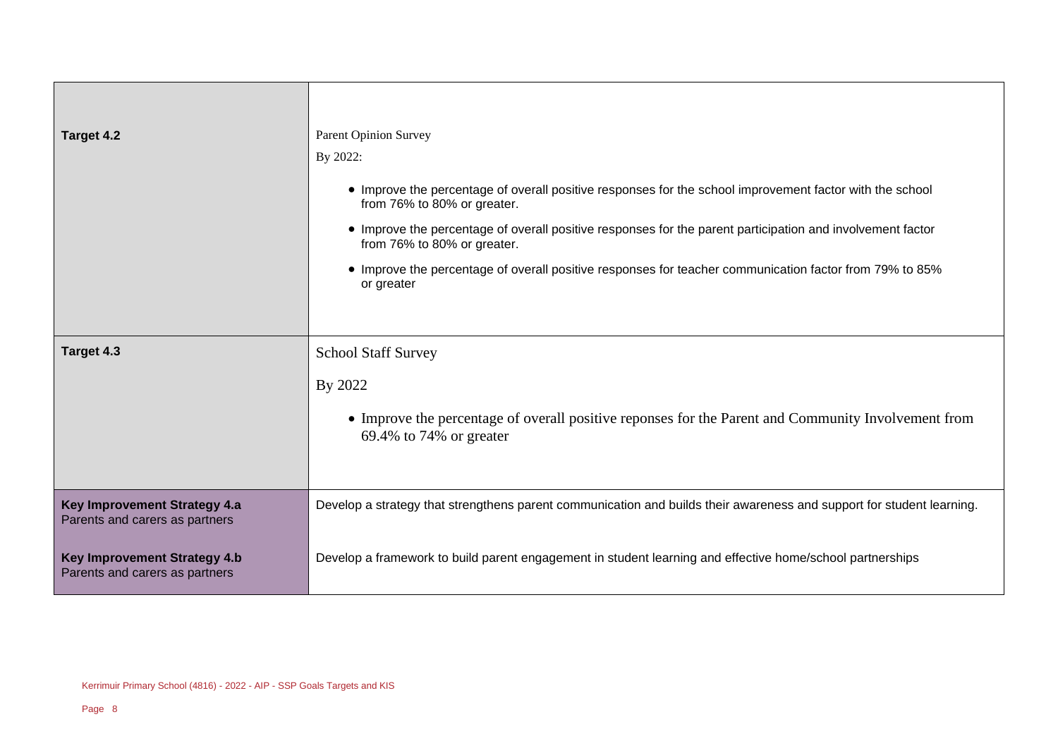| | |
|---|---|
| **Target 4.2** | Parent Opinion Survey<br>By 2022:<br>• Improve the percentage of overall positive responses for the school improvement factor with the school from 76% to 80% or greater.<br>• Improve the percentage of overall positive responses for the parent participation and involvement factor from 76% to 80% or greater.<br>• Improve the percentage of overall positive responses for teacher communication factor from 79% to 85% or greater |
| **Target 4.3** | School Staff Survey<br>By 2022<br>• Improve the percentage of overall positive reponses for the Parent and Community Involvement from 69.4% to 74% or greater |
| **Key Improvement Strategy 4.a**<br>Parents and carers as partners | Develop a strategy that strengthens parent communication and builds their awareness and support for student learning. |
| **Key Improvement Strategy 4.b**<br>Parents and carers as partners | Develop a framework to build parent engagement in student learning and effective home/school partnerships |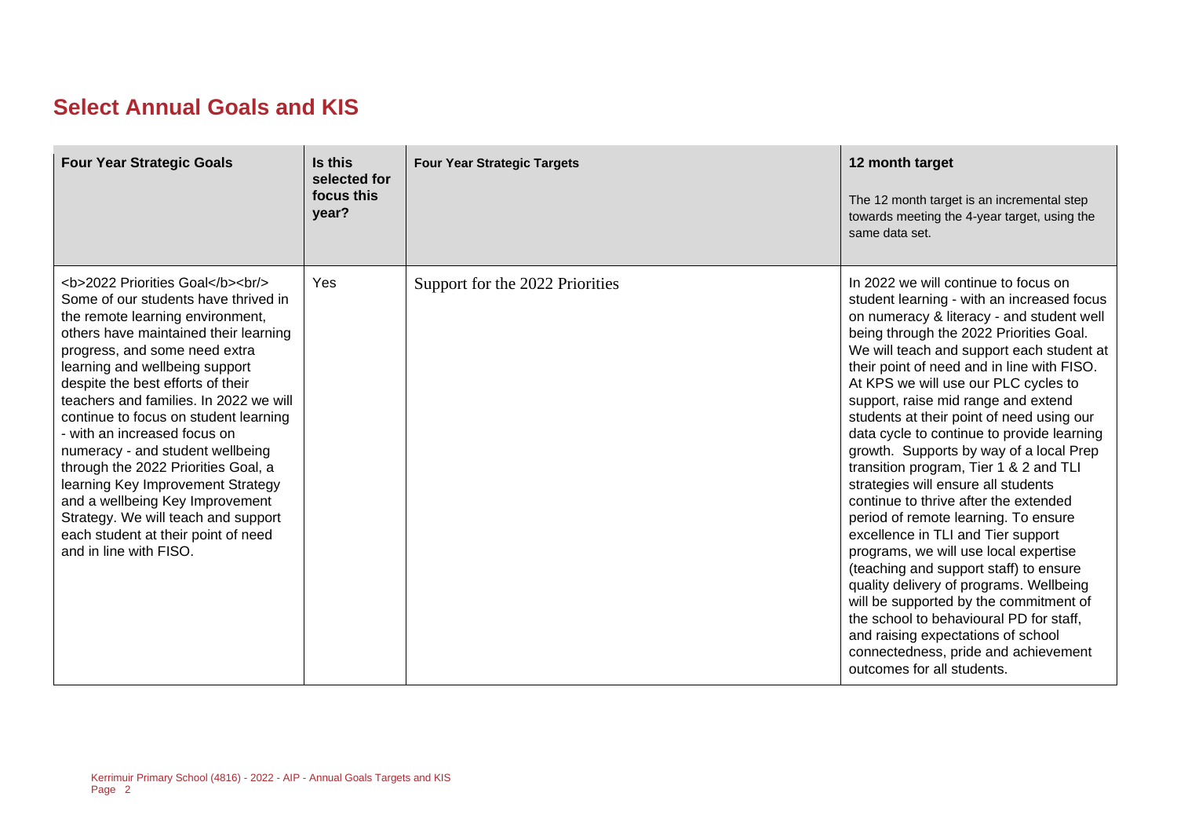# Select Annual Goals and KIS

| Four Year Strategic Goals | Is this selected for focus this year? | Four Year Strategic Targets | 12 month target<br>The 12 month target is an incremental step towards meeting the 4-year target, using the same data set. |
|---|---|---|---|
| <b>2022 Priorities Goal</b><br/> Some of our students have thrived in the remote learning environment, others have maintained their learning progress, and some need extra learning and wellbeing support despite the best efforts of their teachers and families. In 2022 we will continue to focus on student learning - with an increased focus on numeracy - and student wellbeing through the 2022 Priorities Goal, a learning Key Improvement Strategy and a wellbeing Key Improvement Strategy. We will teach and support each student at their point of need and in line with FISO. | Yes | Support for the 2022 Priorities | In 2022 we will continue to focus on student learning - with an increased focus on numeracy & literacy - and student well being through the 2022 Priorities Goal. We will teach and support each student at their point of need and in line with FISO. At KPS we will use our PLC cycles to support, raise mid range and extend students at their point of need using our data cycle to continue to provide learning growth. Supports by way of a local Prep transition program, Tier 1 & 2 and TLI strategies will ensure all students continue to thrive after the extended period of remote learning. To ensure excellence in TLI and Tier support programs, we will use local expertise (teaching and support staff) to ensure quality delivery of programs. Wellbeing will be supported by the commitment of the school to behavioural PD for staff, and raising expectations of school connectedness, pride and achievement outcomes for all students. |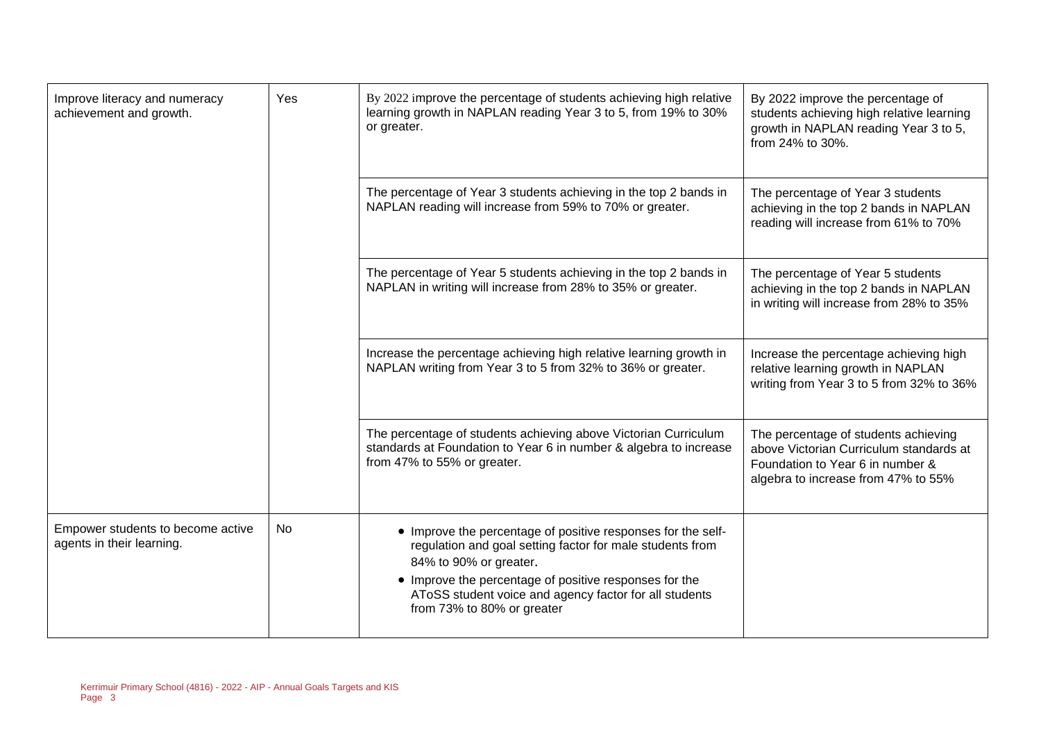| | | | |
|---|---|---|---|
| Improve literacy and numeracy achievement and growth. | Yes | By 2022 improve the percentage of students achieving high relative learning growth in NAPLAN reading Year 3 to 5, from 19% to 30% or greater. | By 2022 improve the percentage of students achieving high relative learning growth in NAPLAN reading Year 3 to 5, from 24% to 30%. |
| | | The percentage of Year 3 students achieving in the top 2 bands in NAPLAN reading will increase from 59% to 70% or greater. | The percentage of Year 3 students achieving in the top 2 bands in NAPLAN reading will increase from 61% to 70% |
| | | The percentage of Year 5 students achieving in the top 2 bands in NAPLAN in writing will increase from 28% to 35% or greater. | The percentage of Year 5 students achieving in the top 2 bands in NAPLAN in writing will increase from 28% to 35% |
| | | Increase the percentage achieving high relative learning growth in NAPLAN writing from Year 3 to 5 from 32% to 36% or greater. | Increase the percentage achieving high relative learning growth in NAPLAN writing from Year 3 to 5 from 32% to 36% |
| | | The percentage of students achieving above Victorian Curriculum standards at Foundation to Year 6 in number & algebra to increase from 47% to 55% or greater. | The percentage of students achieving above Victorian Curriculum standards at Foundation to Year 6 in number & algebra to increase from 47% to 55% |
| Empower students to become active agents in their learning. | No | • Improve the percentage of positive responses for the self-regulation and goal setting factor for male students from 84% to 90% or greater.<br>• Improve the percentage of positive responses for the AToSS student voice and agency factor for all students from 73% to 80% or greater | |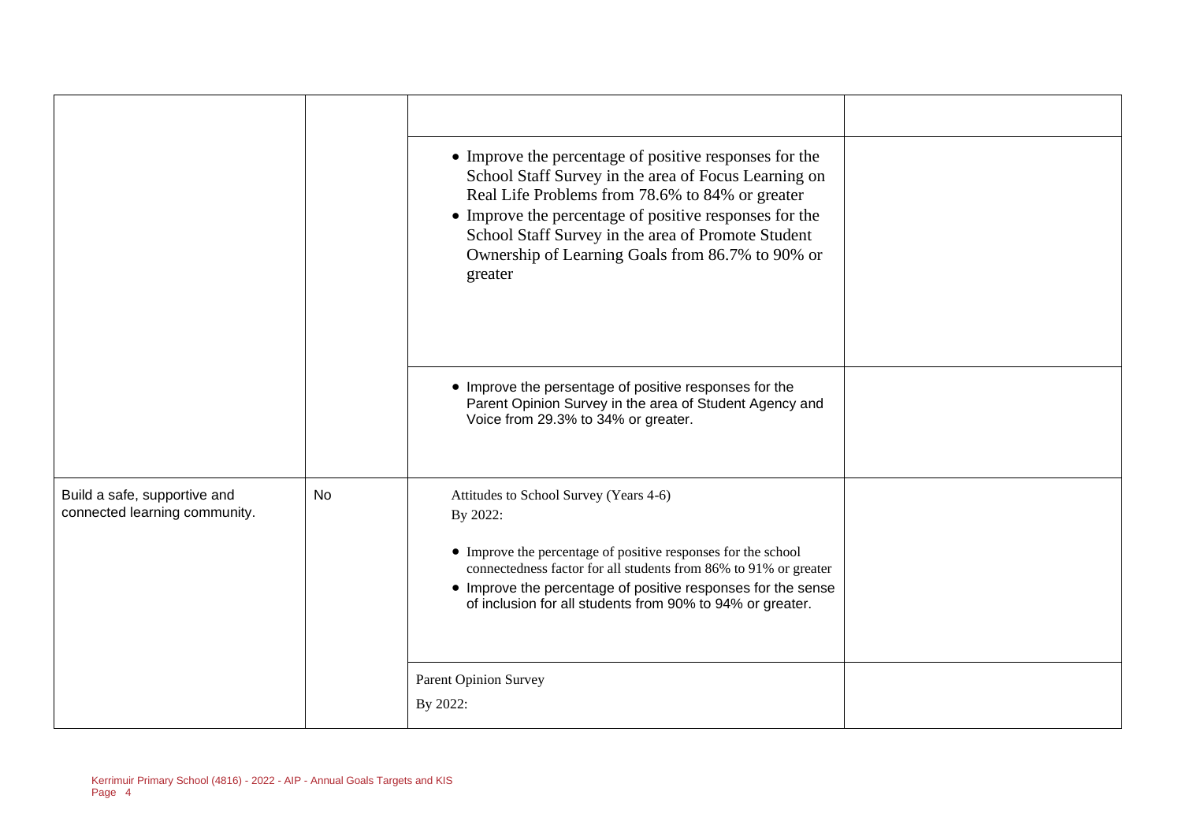| | | | |
|---|---|---|---|
| | | | |
| | | • Improve the percentage of positive responses for the School Staff Survey in the area of Focus Learning on Real Life Problems from 78.6% to 84% or greater<br>• Improve the percentage of positive responses for the School Staff Survey in the area of Promote Student Ownership of Learning Goals from 86.7% to 90% or greater | |
| | | • Improve the persentage of positive responses for the Parent Opinion Survey in the area of Student Agency and Voice from 29.3% to 34% or greater. | |
| Build a safe, supportive and connected learning community. | No | Attitudes to School Survey (Years 4-6)<br>By 2022:<br>• Improve the percentage of positive responses for the school connectedness factor for all students from 86% to 91% or greater<br>• Improve the percentage of positive responses for the sense of inclusion for all students from 90% to 94% or greater. | |
| | | Parent Opinion Survey<br>By 2022: | |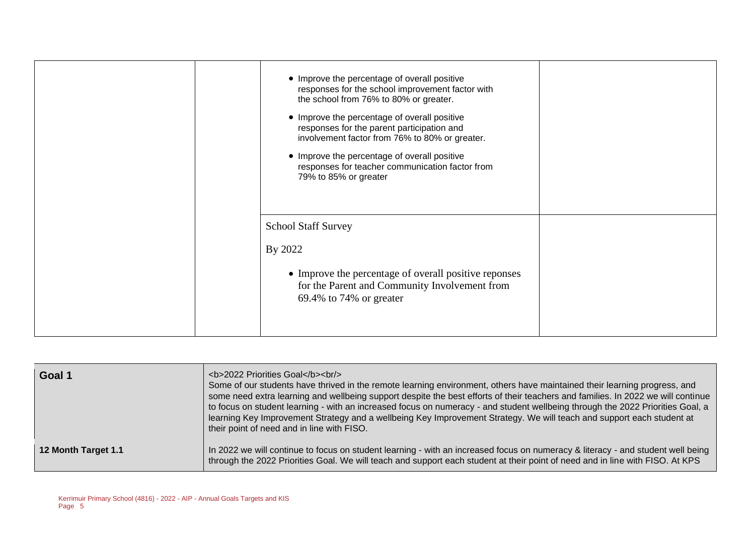|  |  | <ul><li>Improve the percentage of overall positive responses for the school improvement factor with the school from 76% to 80% or greater.</li><li>Improve the percentage of overall positive responses for the parent participation and involvement factor from 76% to 80% or greater.</li><li>Improve the percentage of overall positive responses for teacher communication factor from 79% to 85% or greater</li></ul> |  |
|---|---|---|---|
|  |  | School Staff Survey<br><br>By 2022<br><ul><li>Improve the percentage of overall positive reponses for the Parent and Community Involvement from 69.4% to 74% or greater</li></ul> |  |

| Goal 1 | <b>2022 Priorities Goal</b><br/><br>Some of our students have thrived in the remote learning environment, others have maintained their learning progress, and some need extra learning and wellbeing support despite the best efforts of their teachers and families. In 2022 we will continue to focus on student learning - with an increased focus on numeracy - and student wellbeing through the 2022 Priorities Goal, a learning Key Improvement Strategy and a wellbeing Key Improvement Strategy. We will teach and support each student at their point of need and in line with FISO. |
|---|---|
| 12 Month Target 1.1 | In 2022 we will continue to focus on student learning - with an increased focus on numeracy & literacy - and student well being through the 2022 Priorities Goal. We will teach and support each student at their point of need and in line with FISO. At KPS |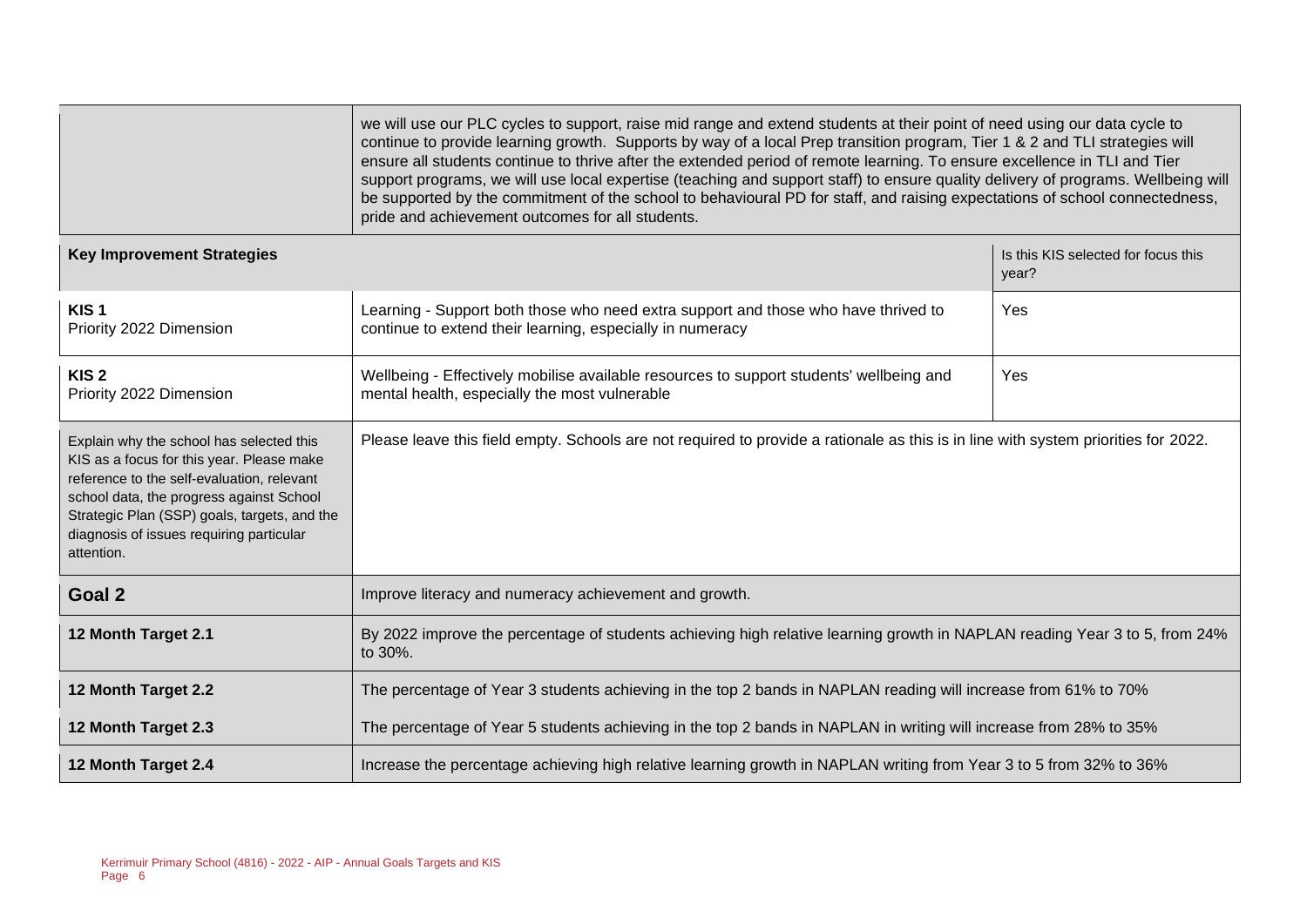| | | |
|---|---|---|
| | we will use our PLC cycles to support, raise mid range and extend students at their point of need using our data cycle to continue to provide learning growth. Supports by way of a local Prep transition program, Tier 1 & 2 and TLI strategies will ensure all students continue to thrive after the extended period of remote learning. To ensure excellence in TLI and Tier support programs, we will use local expertise (teaching and support staff) to ensure quality delivery of programs. Wellbeing will be supported by the commitment of the school to behavioural PD for staff, and raising expectations of school connectedness, pride and achievement outcomes for all students. | |
| **Key Improvement Strategies** | | Is this KIS selected for focus this year? |
| **KIS 1**<br>Priority 2022 Dimension | Learning - Support both those who need extra support and those who have thrived to continue to extend their learning, especially in numeracy | Yes |
| **KIS 2**<br>Priority 2022 Dimension | Wellbeing - Effectively mobilise available resources to support students' wellbeing and mental health, especially the most vulnerable | Yes |
| Explain why the school has selected this KIS as a focus for this year. Please make reference to the self-evaluation, relevant school data, the progress against School Strategic Plan (SSP) goals, targets, and the diagnosis of issues requiring particular attention. | Please leave this field empty. Schools are not required to provide a rationale as this is in line with system priorities for 2022. | |
| **Goal 2** | Improve literacy and numeracy achievement and growth. | |
| **12 Month Target 2.1** | By 2022 improve the percentage of students achieving high relative learning growth in NAPLAN reading Year 3 to 5, from 24% to 30%. | |
| **12 Month Target 2.2** | The percentage of Year 3 students achieving in the top 2 bands in NAPLAN reading will increase from 61% to 70% | |
| **12 Month Target 2.3** | The percentage of Year 5 students achieving in the top 2 bands in NAPLAN in writing will increase from 28% to 35% | |
| **12 Month Target 2.4** | Increase the percentage achieving high relative learning growth in NAPLAN writing from Year 3 to 5 from 32% to 36% | |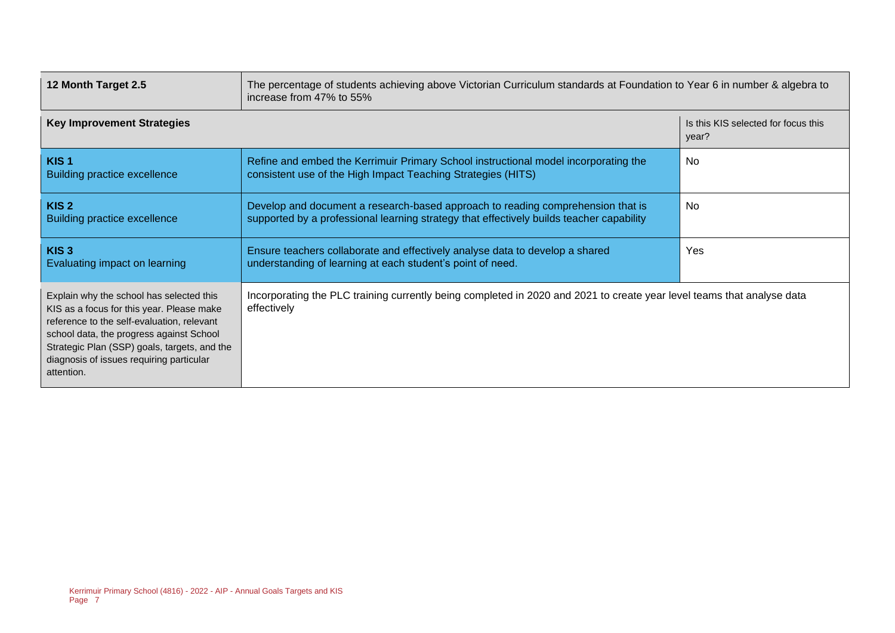| 12 Month Target 2.5 | The percentage of students achieving above Victorian Curriculum standards at Foundation to Year 6 in number & algebra to increase from 47% to 55% | |
|---|---|---|
| **Key Improvement Strategies** | | Is this KIS selected for focus this year? |
| **KIS 1** Building practice excellence | Refine and embed the Kerrimuir Primary School instructional model incorporating the consistent use of the High Impact Teaching Strategies (HITS) | No |
| **KIS 2** Building practice excellence | Develop and document a research-based approach to reading comprehension that is supported by a professional learning strategy that effectively builds teacher capability | No |
| **KIS 3** Evaluating impact on learning | Ensure teachers collaborate and effectively analyse data to develop a shared understanding of learning at each student's point of need. | Yes |
| Explain why the school has selected this KIS as a focus for this year. Please make reference to the self-evaluation, relevant school data, the progress against School Strategic Plan (SSP) goals, targets, and the diagnosis of issues requiring particular attention. | Incorporating the PLC training currently being completed in 2020 and 2021 to create year level teams that analyse data effectively | |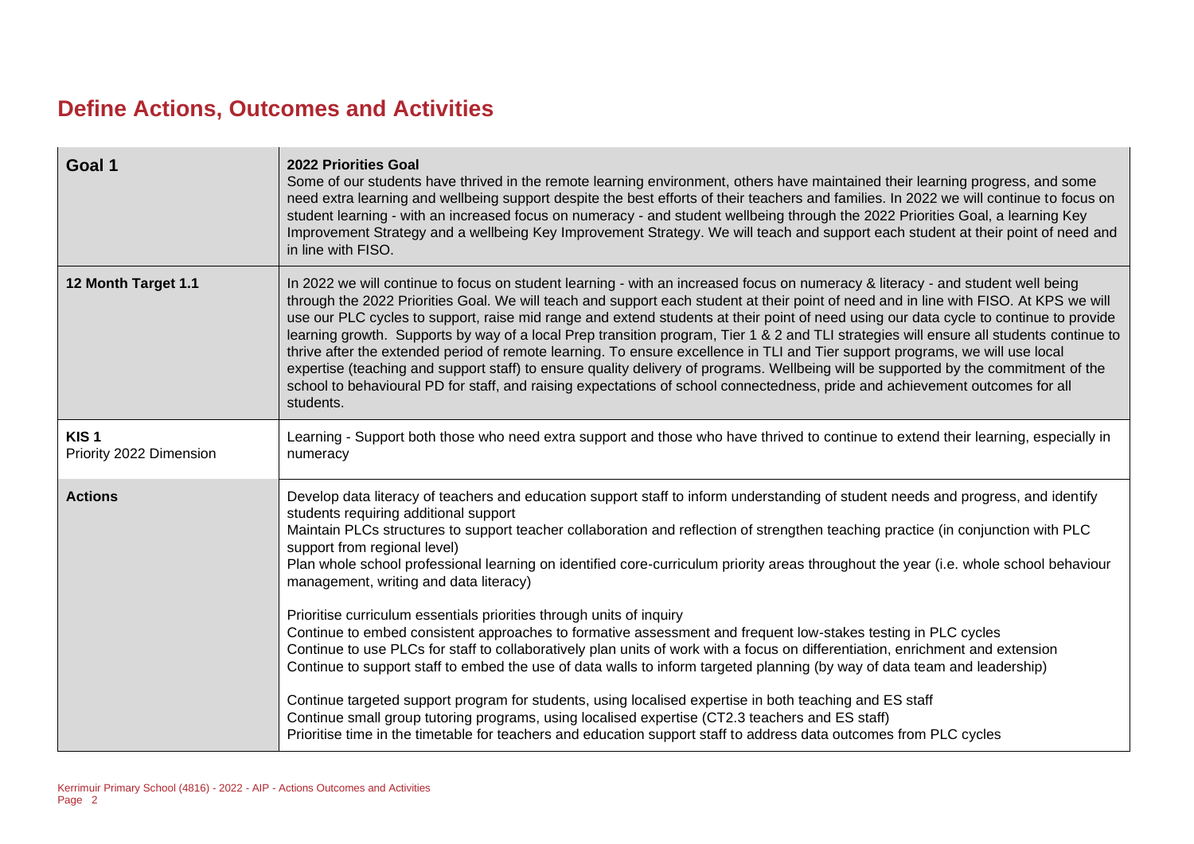# Define Actions, Outcomes and Activities

| Goal 1 | **2022 Priorities Goal**<br>Some of our students have thrived in the remote learning environment, others have maintained their learning progress, and some need extra learning and wellbeing support despite the best efforts of their teachers and families. In 2022 we will continue to focus on student learning - with an increased focus on numeracy - and student wellbeing through the 2022 Priorities Goal, a learning Key Improvement Strategy and a wellbeing Key Improvement Strategy. We will teach and support each student at their point of need and in line with FISO. |
|---|---|
| **12 Month Target 1.1** | In 2022 we will continue to focus on student learning - with an increased focus on numeracy & literacy - and student well being through the 2022 Priorities Goal. We will teach and support each student at their point of need and in line with FISO. At KPS we will use our PLC cycles to support, raise mid range and extend students at their point of need using our data cycle to continue to provide learning growth. Supports by way of a local Prep transition program, Tier 1 & 2 and TLI strategies will ensure all students continue to thrive after the extended period of remote learning. To ensure excellence in TLI and Tier support programs, we will use local expertise (teaching and support staff) to ensure quality delivery of programs. Wellbeing will be supported by the commitment of the school to behavioural PD for staff, and raising expectations of school connectedness, pride and achievement outcomes for all students. |
| **KIS 1**<br>Priority 2022 Dimension | Learning - Support both those who need extra support and those who have thrived to continue to extend their learning, especially in numeracy |
| **Actions** | Develop data literacy of teachers and education support staff to inform understanding of student needs and progress, and identify students requiring additional support<br>Maintain PLCs structures to support teacher collaboration and reflection of strengthen teaching practice (in conjunction with PLC support from regional level)<br>Plan whole school professional learning on identified core-curriculum priority areas throughout the year (i.e. whole school behaviour management, writing and data literacy)<br><br>Prioritise curriculum essentials priorities through units of inquiry<br>Continue to embed consistent approaches to formative assessment and frequent low-stakes testing in PLC cycles<br>Continue to use PLCs for staff to collaboratively plan units of work with a focus on differentiation, enrichment and extension<br>Continue to support staff to embed the use of data walls to inform targeted planning (by way of data team and leadership)<br><br>Continue targeted support program for students, using localised expertise in both teaching and ES staff<br>Continue small group tutoring programs, using localised expertise (CT2.3 teachers and ES staff)<br>Prioritise time in the timetable for teachers and education support staff to address data outcomes from PLC cycles |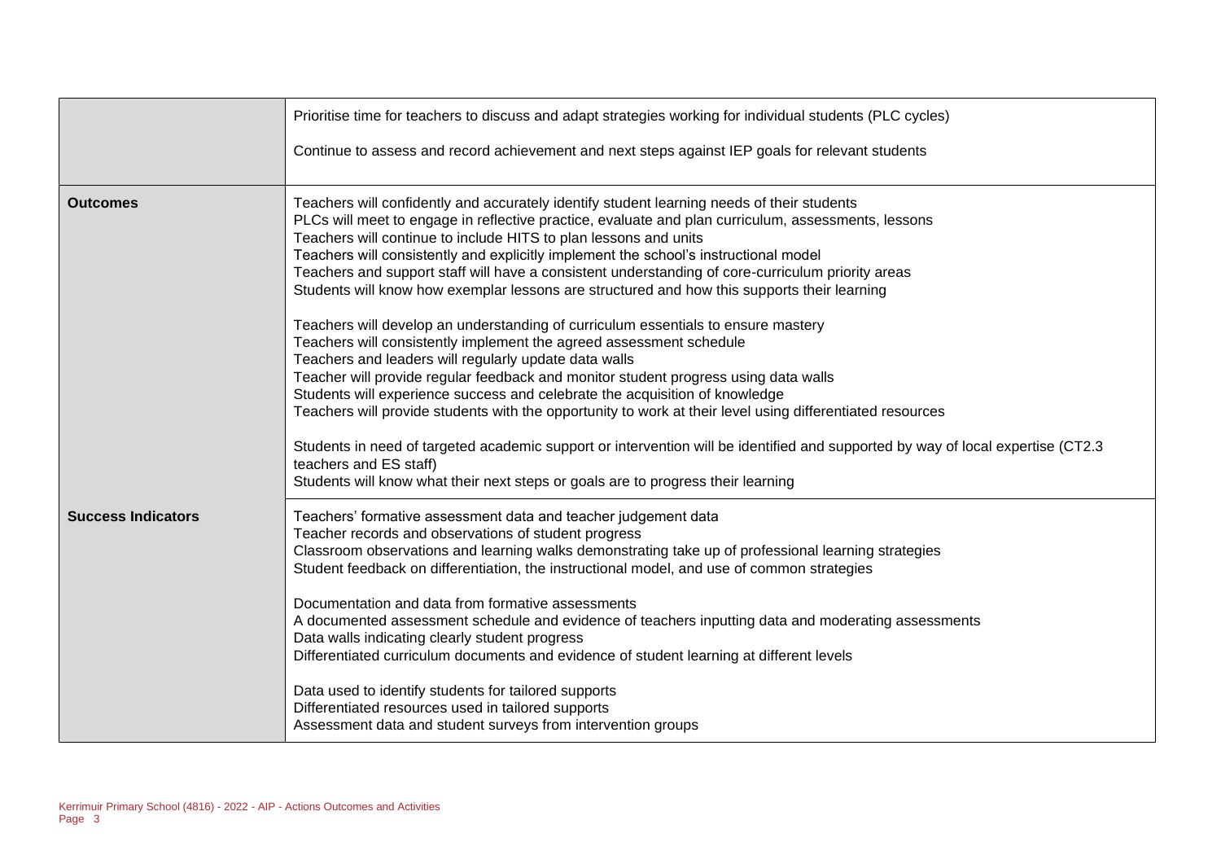| | |
|---|---|
| | Prioritise time for teachers to discuss and adapt strategies working for individual students (PLC cycles)<br><br>Continue to assess and record achievement and next steps against IEP goals for relevant students |
| **Outcomes** | Teachers will confidently and accurately identify student learning needs of their students<br>PLCs will meet to engage in reflective practice, evaluate and plan curriculum, assessments, lessons<br>Teachers will continue to include HITS to plan lessons and units<br>Teachers will consistently and explicitly implement the school's instructional model<br>Teachers and support staff will have a consistent understanding of core-curriculum priority areas<br>Students will know how exemplar lessons are structured and how this supports their learning<br><br>Teachers will develop an understanding of curriculum essentials to ensure mastery<br>Teachers will consistently implement the agreed assessment schedule<br>Teachers and leaders will regularly update data walls<br>Teacher will provide regular feedback and monitor student progress using data walls<br>Students will experience success and celebrate the acquisition of knowledge<br>Teachers will provide students with the opportunity to work at their level using differentiated resources<br><br>Students in need of targeted academic support or intervention will be identified and supported by way of local expertise (CT2.3 teachers and ES staff)<br>Students will know what their next steps or goals are to progress their learning |
| **Success Indicators** | Teachers' formative assessment data and teacher judgement data<br>Teacher records and observations of student progress<br>Classroom observations and learning walks demonstrating take up of professional learning strategies<br>Student feedback on differentiation, the instructional model, and use of common strategies<br><br>Documentation and data from formative assessments<br>A documented assessment schedule and evidence of teachers inputting data and moderating assessments<br>Data walls indicating clearly student progress<br>Differentiated curriculum documents and evidence of student learning at different levels<br><br>Data used to identify students for tailored supports<br>Differentiated resources used in tailored supports<br>Assessment data and student surveys from intervention groups |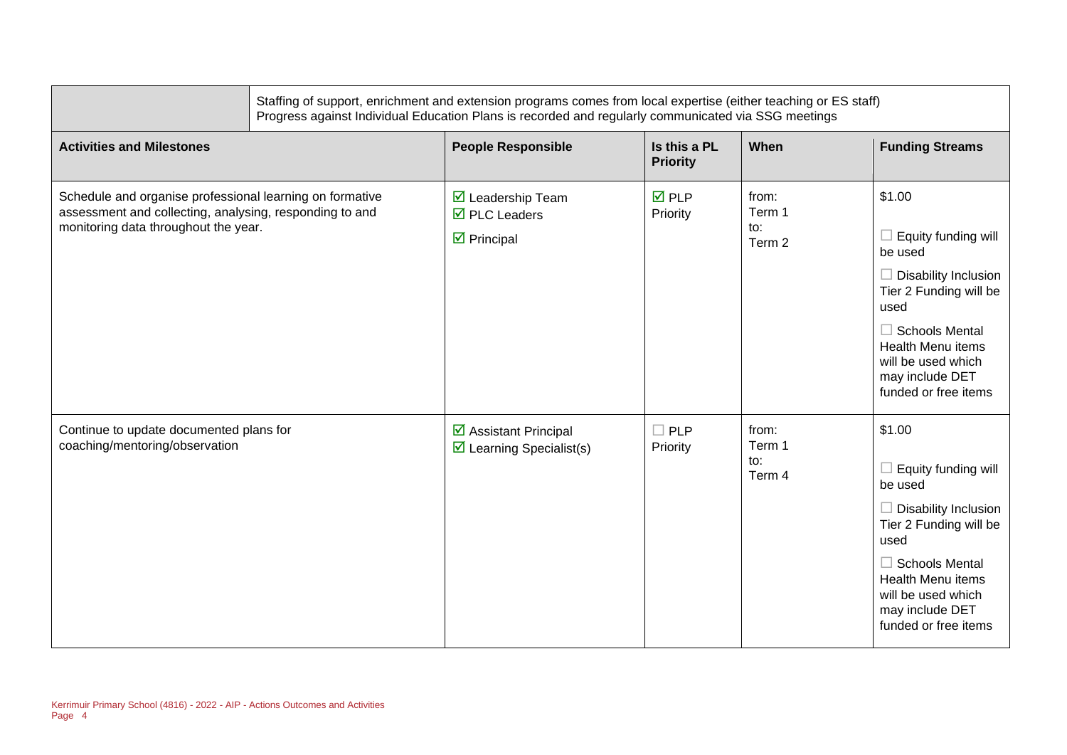| | Staffing of support, enrichment and extension programs comes from local expertise (either teaching or ES staff)<br>Progress against Individual Education Plans is recorded and regularly communicated via SSG meetings | | | |
|---|---|---|---|---|
| **Activities and Milestones** | **People Responsible** | **Is this a PL Priority** | **When** | **Funding Streams** |
| Schedule and organise professional learning on formative assessment and collecting, analysing, responding to and monitoring data throughout the year. | ☑ Leadership Team<br>☑ PLC Leaders<br>☑ Principal | ☑ PLP Priority | from: Term 1<br>to: Term 2 | $1.00<br><br>☐ Equity funding will be used<br><br>☐ Disability Inclusion Tier 2 Funding will be used<br><br>☐ Schools Mental Health Menu items will be used which may include DET funded or free items |
| Continue to update documented plans for coaching/mentoring/observation | ☑ Assistant Principal<br>☑ Learning Specialist(s) | ☐ PLP Priority | from: Term 1<br>to: Term 4 | $1.00<br><br>☐ Equity funding will be used<br><br>☐ Disability Inclusion Tier 2 Funding will be used<br><br>☐ Schools Mental Health Menu items will be used which may include DET funded or free items |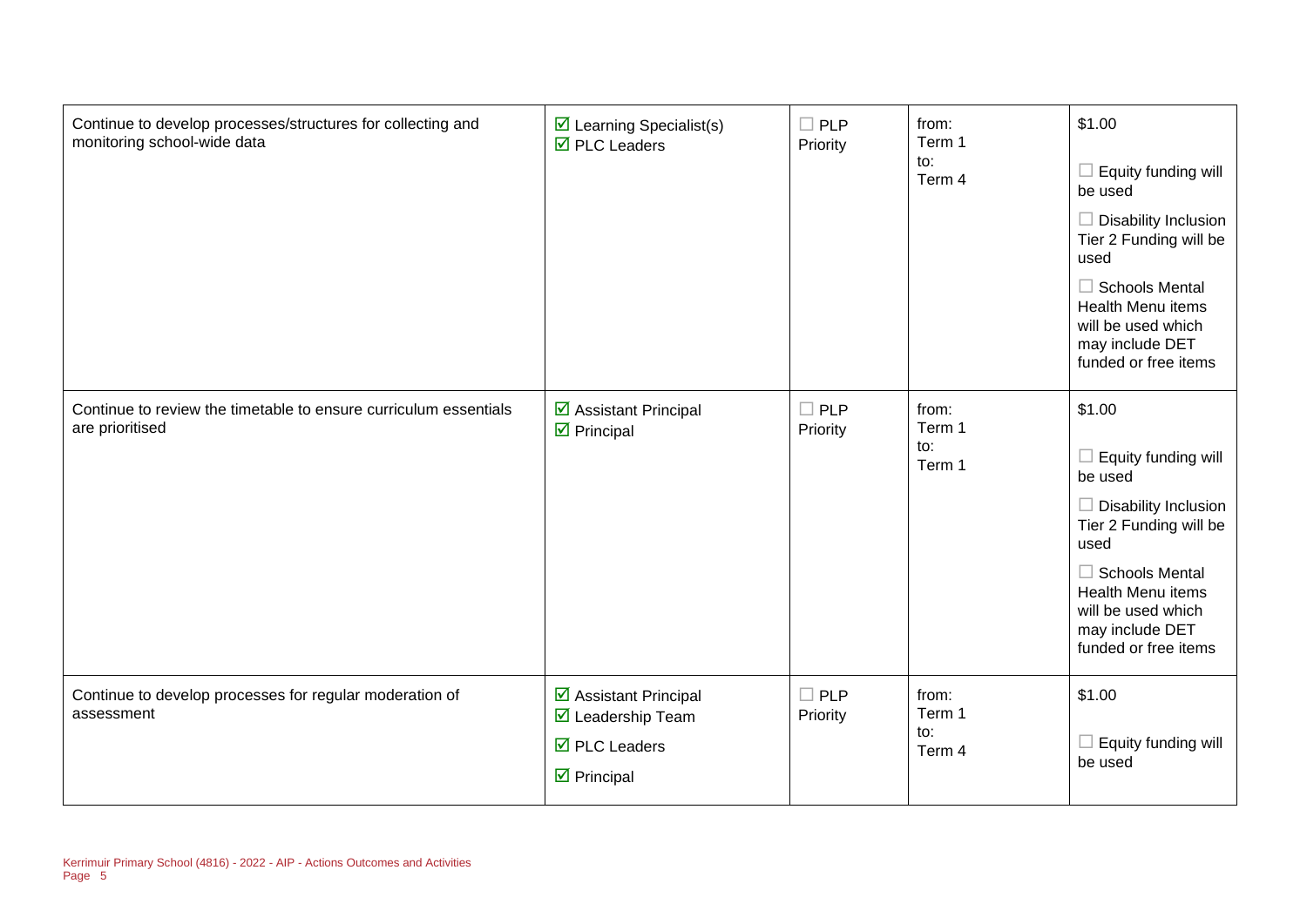| | | | | |
|---|---|---|---|---|
| Continue to develop processes/structures for collecting and monitoring school-wide data | ☑ Learning Specialist(s)<br>☑ PLC Leaders | ☐ PLP Priority | from:<br>Term 1<br>to:<br>Term 4 | $1.00<br>☐ Equity funding will be used<br>☐ Disability Inclusion Tier 2 Funding will be used<br>☐ Schools Mental Health Menu items will be used which may include DET funded or free items |
| Continue to review the timetable to ensure curriculum essentials are prioritised | ☑ Assistant Principal<br>☑ Principal | ☐ PLP Priority | from:<br>Term 1<br>to:<br>Term 1 | $1.00<br>☐ Equity funding will be used<br>☐ Disability Inclusion Tier 2 Funding will be used<br>☐ Schools Mental Health Menu items will be used which may include DET funded or free items |
| Continue to develop processes for regular moderation of assessment | ☑ Assistant Principal<br>☑ Leadership Team<br>☑ PLC Leaders<br>☑ Principal | ☐ PLP Priority | from:<br>Term 1<br>to:<br>Term 4 | $1.00<br>☐ Equity funding will be used |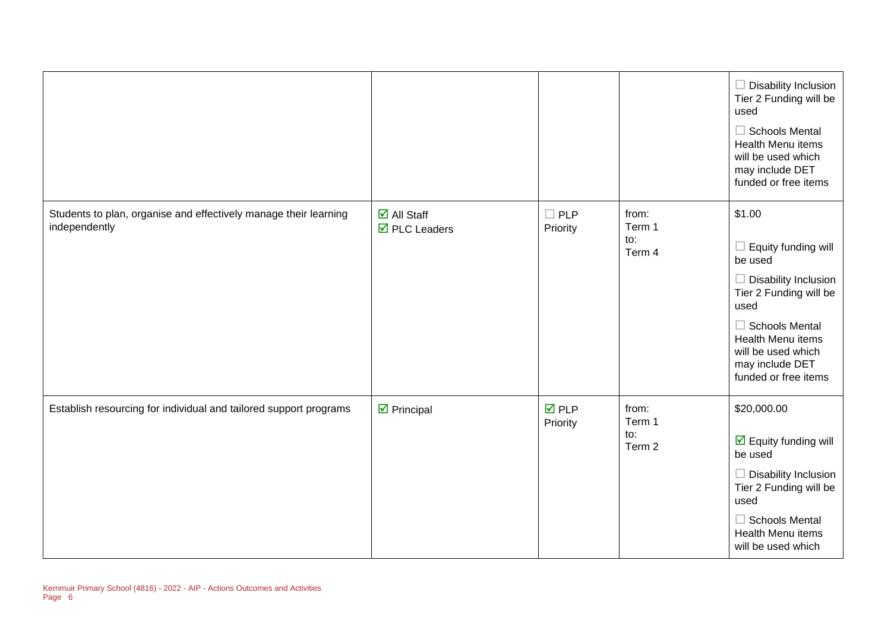| | | | | |
|---|---|---|---|---|
| | | | | ☐ Disability Inclusion Tier 2 Funding will be used<br>☐ Schools Mental Health Menu items will be used which may include DET funded or free items |
| Students to plan, organise and effectively manage their learning independently | ☑ All Staff<br>☑ PLC Leaders | ☐ PLP Priority | from:<br>Term 1<br>to:<br>Term 4 | $1.00<br>☐ Equity funding will be used<br>☐ Disability Inclusion Tier 2 Funding will be used<br>☐ Schools Mental Health Menu items will be used which may include DET funded or free items |
| Establish resourcing for individual and tailored support programs | ☑ Principal | ☑ PLP Priority | from:<br>Term 1<br>to:<br>Term 2 | $20,000.00<br>☑ Equity funding will be used<br>☐ Disability Inclusion Tier 2 Funding will be used<br>☐ Schools Mental Health Menu items will be used which |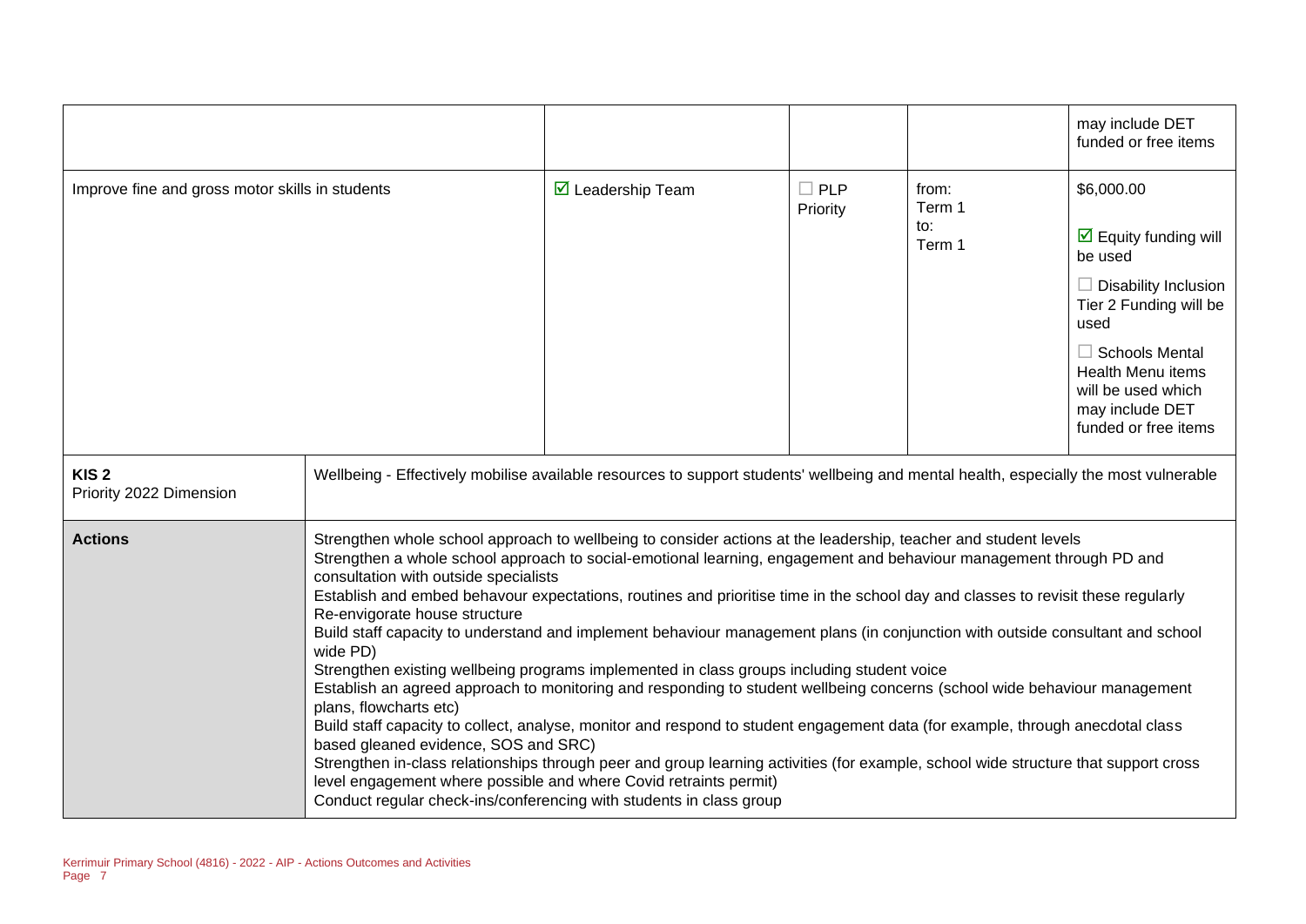| | | | | | may include DET funded or free items |
|---|---|---|---|---|---|
| Improve fine and gross motor skills in students | | ☑ Leadership Team | ☐ PLP Priority | from: Term 1 to: Term 1 | $6,000.00 ☑ Equity funding will be used ☐ Disability Inclusion Tier 2 Funding will be used ☐ Schools Mental Health Menu items will be used which may include DET funded or free items |

| **KIS 2** Priority 2022 Dimension | Wellbeing - Effectively mobilise available resources to support students' wellbeing and mental health, especially the most vulnerable |
|---|---|
| **Actions** | Strengthen whole school approach to wellbeing to consider actions at the leadership, teacher and student levels<br>Strengthen a whole school approach to social-emotional learning, engagement and behaviour management through PD and consultation with outside specialists<br>Establish and embed behavour expectations, routines and prioritise time in the school day and classes to revisit these regularly<br>Re-envigorate house structure<br>Build staff capacity to understand and implement behaviour management plans (in conjunction with outside consultant and school wide PD)<br>Strengthen existing wellbeing programs implemented in class groups including student voice<br>Establish an agreed approach to monitoring and responding to student wellbeing concerns (school wide behaviour management plans, flowcharts etc)<br>Build staff capacity to collect, analyse, monitor and respond to student engagement data (for example, through anecdotal class based gleaned evidence, SOS and SRC)<br>Strengthen in-class relationships through peer and group learning activities (for example, school wide structure that support cross level engagement where possible and where Covid retraints permit)<br>Conduct regular check-ins/conferencing with students in class group |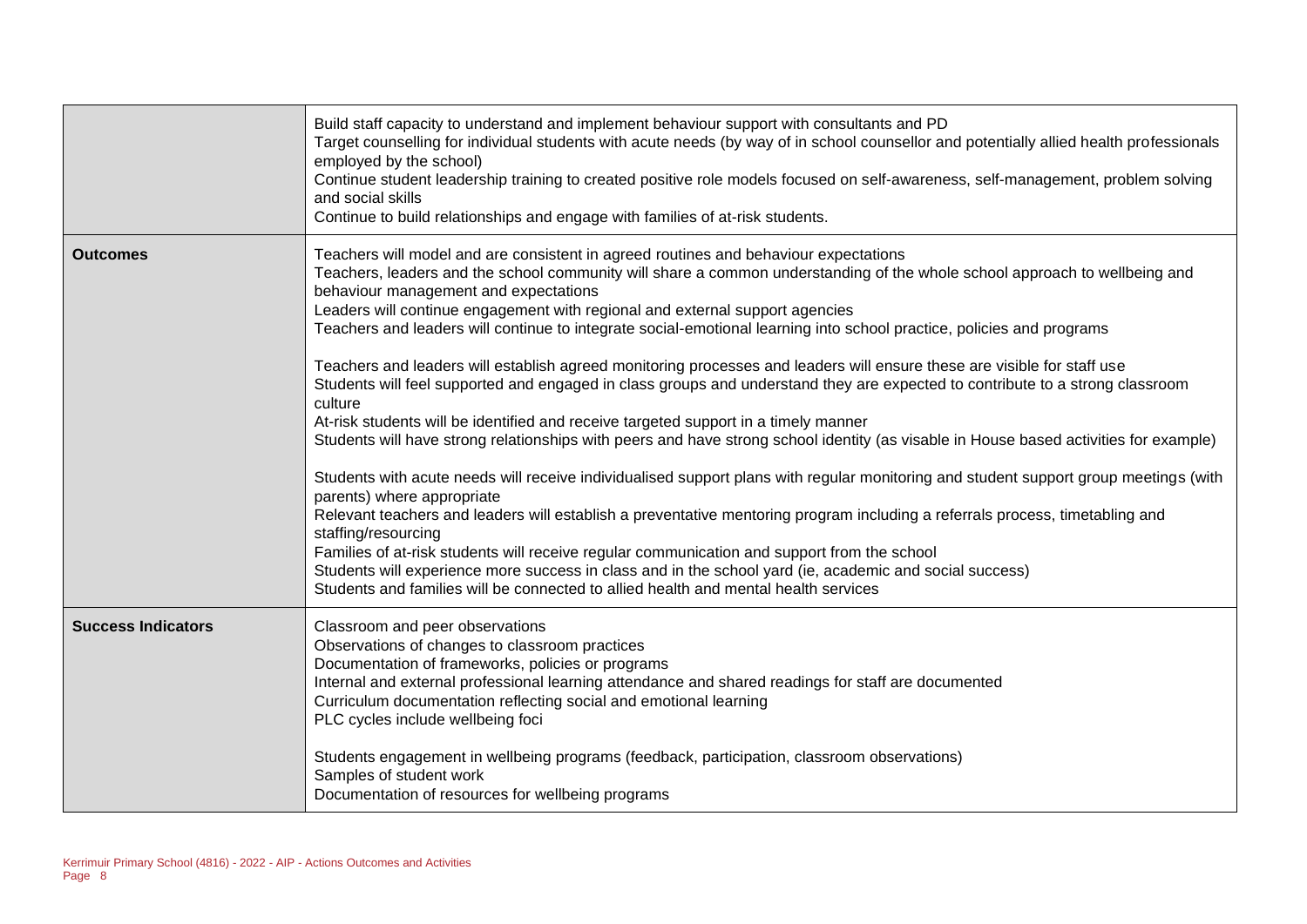| | |
|---|---|
| | Build staff capacity to understand and implement behaviour support with consultants and PD<br>Target counselling for individual students with acute needs (by way of in school counsellor and potentially allied health professionals employed by the school)<br>Continue student leadership training to created positive role models focused on self-awareness, self-management, problem solving and social skills<br>Continue to build relationships and engage with families of at-risk students. |
| **Outcomes** | Teachers will model and are consistent in agreed routines and behaviour expectations<br>Teachers, leaders and the school community will share a common understanding of the whole school approach to wellbeing and behaviour management and expectations<br>Leaders will continue engagement with regional and external support agencies<br>Teachers and leaders will continue to integrate social-emotional learning into school practice, policies and programs<br><br>Teachers and leaders will establish agreed monitoring processes and leaders will ensure these are visible for staff use<br>Students will feel supported and engaged in class groups and understand they are expected to contribute to a strong classroom culture<br>At-risk students will be identified and receive targeted support in a timely manner<br>Students will have strong relationships with peers and have strong school identity (as visable in House based activities for example)<br><br>Students with acute needs will receive individualised support plans with regular monitoring and student support group meetings (with parents) where appropriate<br>Relevant teachers and leaders will establish a preventative mentoring program including a referrals process, timetabling and staffing/resourcing<br>Families of at-risk students will receive regular communication and support from the school<br>Students will experience more success in class and in the school yard (ie, academic and social success)<br>Students and families will be connected to allied health and mental health services |
| **Success Indicators** | Classroom and peer observations<br>Observations of changes to classroom practices<br>Documentation of frameworks, policies or programs<br>Internal and external professional learning attendance and shared readings for staff are documented<br>Curriculum documentation reflecting social and emotional learning<br>PLC cycles include wellbeing foci<br><br>Students engagement in wellbeing programs (feedback, participation, classroom observations)<br>Samples of student work<br>Documentation of resources for wellbeing programs |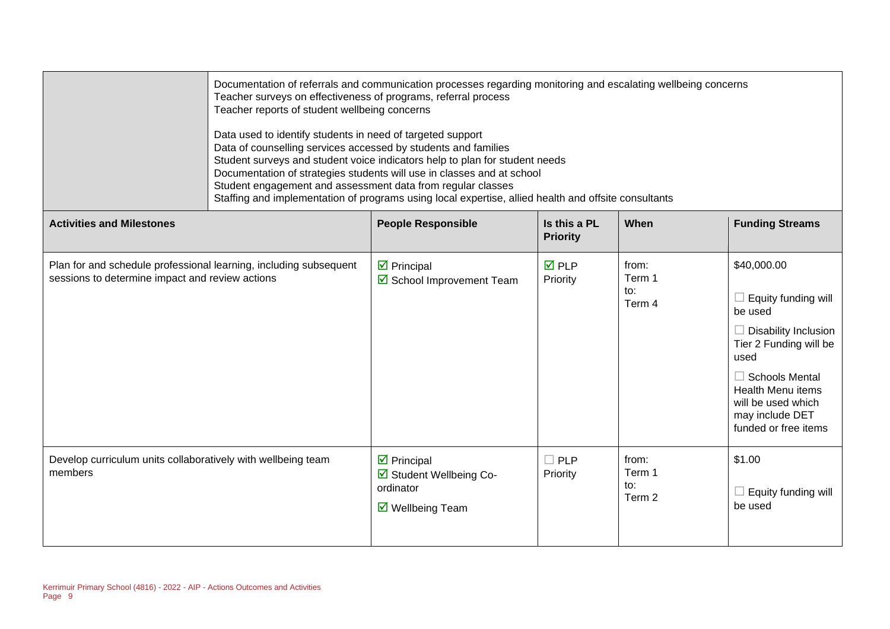| | Documentation of referrals and communication processes regarding monitoring and escalating wellbeing concerns<br>Teacher surveys on effectiveness of programs, referral process<br>Teacher reports of student wellbeing concerns<br><br>Data used to identify students in need of targeted support<br>Data of counselling services accessed by students and families<br>Student surveys and student voice indicators help to plan for student needs<br>Documentation of strategies students will use in classes and at school<br>Student engagement and assessment data from regular classes<br>Staffing and implementation of programs using local expertise, allied health and offsite consultants |
|---|---|

| Activities and Milestones | People Responsible | Is this a PL Priority | When | Funding Streams |
|---|---|---|---|---|
| Plan for and schedule professional learning, including subsequent sessions to determine impact and review actions | ☑ Principal<br>☑ School Improvement Team | ☑ PLP Priority | from: Term 1<br>to: Term 4 | $40,000.00<br><br>☐ Equity funding will be used<br><br>☐ Disability Inclusion Tier 2 Funding will be used<br><br>☐ Schools Mental Health Menu items will be used which may include DET funded or free items |
| Develop curriculum units collaboratively with wellbeing team members | ☑ Principal<br>☑ Student Wellbeing Co-ordinator<br>☑ Wellbeing Team | ☐ PLP Priority | from: Term 1<br>to: Term 2 | $1.00<br><br>☐ Equity funding will be used |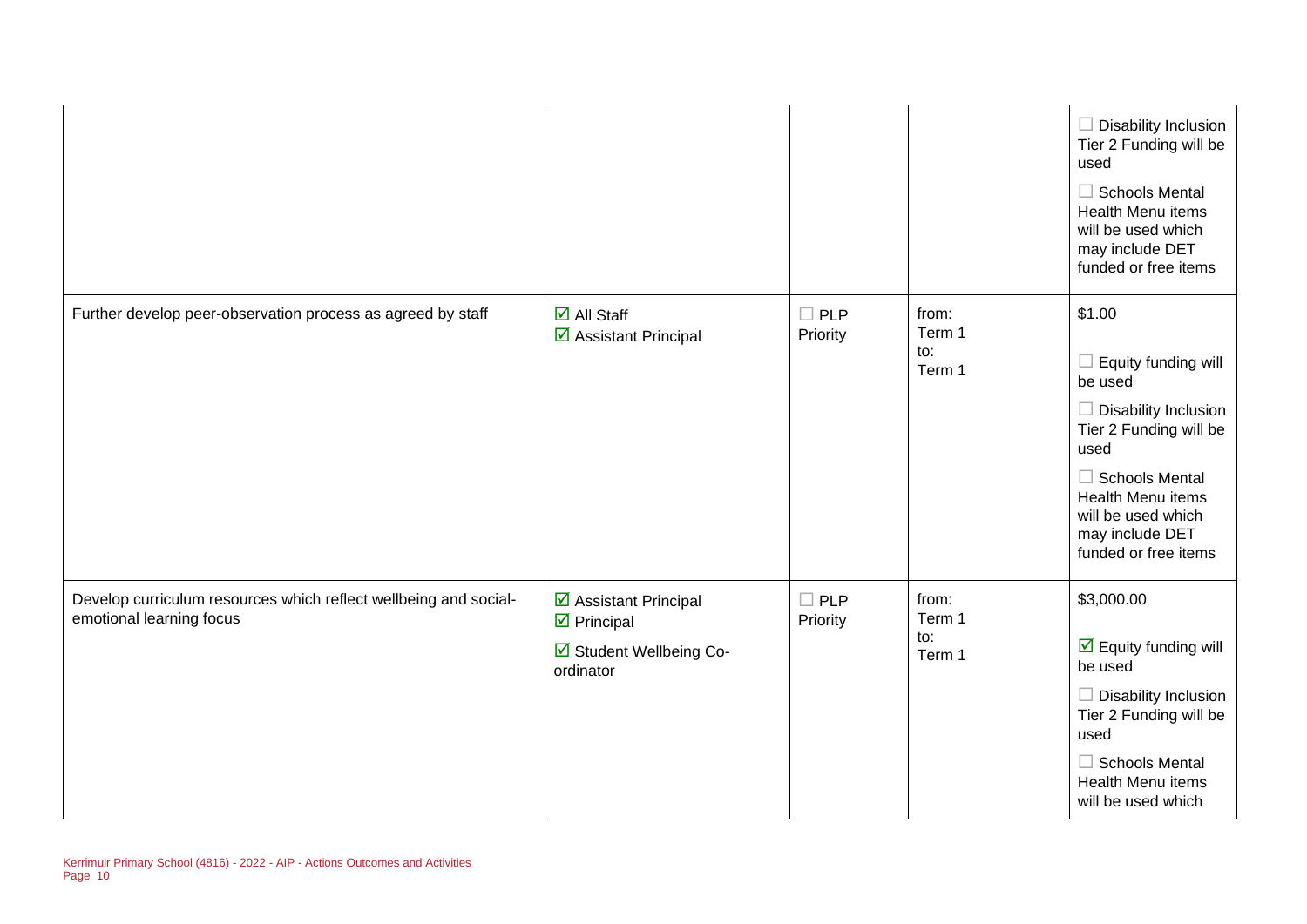| | | | | |
|---|---|---|---|---|
| | | | | ☐ Disability Inclusion Tier 2 Funding will be used<br>☐ Schools Mental Health Menu items will be used which may include DET funded or free items |
| Further develop peer-observation process as agreed by staff | ☑ All Staff<br>☑ Assistant Principal | ☐ PLP Priority | from: Term 1<br>to: Term 1 | $1.00<br>☐ Equity funding will be used<br>☐ Disability Inclusion Tier 2 Funding will be used<br>☐ Schools Mental Health Menu items will be used which may include DET funded or free items |
| Develop curriculum resources which reflect wellbeing and social-emotional learning focus | ☑ Assistant Principal<br>☑ Principal<br>☑ Student Wellbeing Co-ordinator | ☐ PLP Priority | from: Term 1<br>to: Term 1 | $3,000.00<br>☑ Equity funding will be used<br>☐ Disability Inclusion Tier 2 Funding will be used<br>☐ Schools Mental Health Menu items will be used which |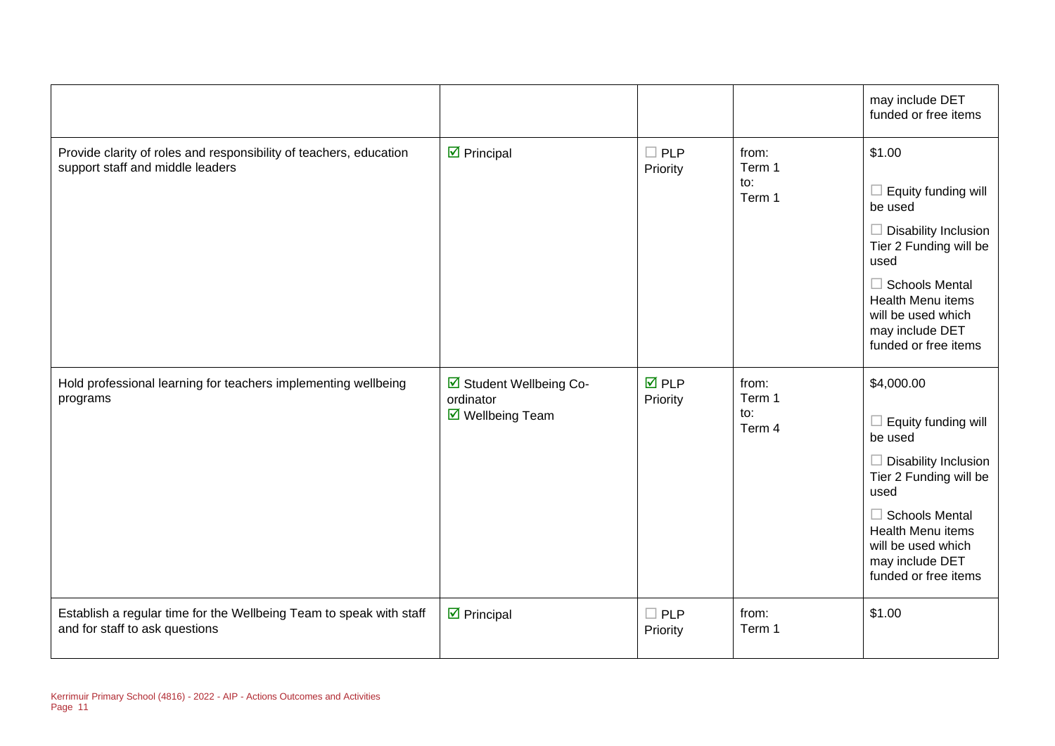| | | | | |
|---|---|---|---|---|
| | | | | may include DET funded or free items |
| Provide clarity of roles and responsibility of teachers, education support staff and middle leaders | ☑ Principal | ☐ PLP Priority | from: Term 1 to: Term 1 | $1.00 ☐ Equity funding will be used ☐ Disability Inclusion Tier 2 Funding will be used ☐ Schools Mental Health Menu items will be used which may include DET funded or free items |
| Hold professional learning for teachers implementing wellbeing programs | ☑ Student Wellbeing Co-ordinator ☑ Wellbeing Team | ☑ PLP Priority | from: Term 1 to: Term 4 | $4,000.00 ☐ Equity funding will be used ☐ Disability Inclusion Tier 2 Funding will be used ☐ Schools Mental Health Menu items will be used which may include DET funded or free items |
| Establish a regular time for the Wellbeing Team to speak with staff and for staff to ask questions | ☑ Principal | ☐ PLP Priority | from: Term 1 | $1.00 |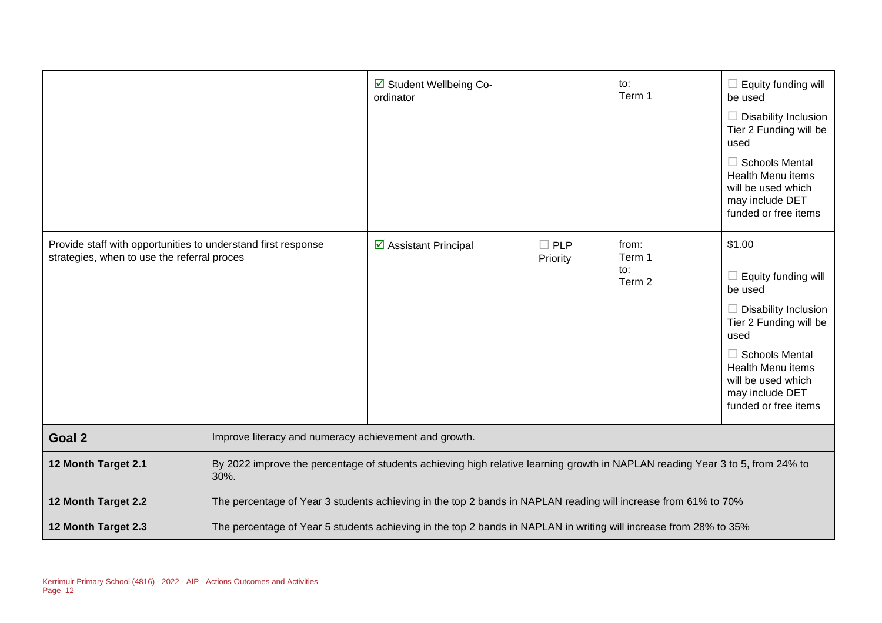| | | | | |
|---|---|---|---|---|
| | ☑ Student Wellbeing Co-ordinator | | to:<br>Term 1 | ☐ Equity funding will be used<br>☐ Disability Inclusion Tier 2 Funding will be used<br>☐ Schools Mental Health Menu items will be used which may include DET funded or free items |
| Provide staff with opportunities to understand first response strategies, when to use the referral proces | ☑ Assistant Principal | ☐ PLP Priority | from:<br>Term 1<br>to:<br>Term 2 | $1.00<br>☐ Equity funding will be used<br>☐ Disability Inclusion Tier 2 Funding will be used<br>☐ Schools Mental Health Menu items will be used which may include DET funded or free items |

| | |
|---|---|
| **Goal 2** | Improve literacy and numeracy achievement and growth. |
| **12 Month Target 2.1** | By 2022 improve the percentage of students achieving high relative learning growth in NAPLAN reading Year 3 to 5, from 24% to 30%. |
| **12 Month Target 2.2** | The percentage of Year 3 students achieving in the top 2 bands in NAPLAN reading will increase from 61% to 70% |
| **12 Month Target 2.3** | The percentage of Year 5 students achieving in the top 2 bands in NAPLAN in writing will increase from 28% to 35% |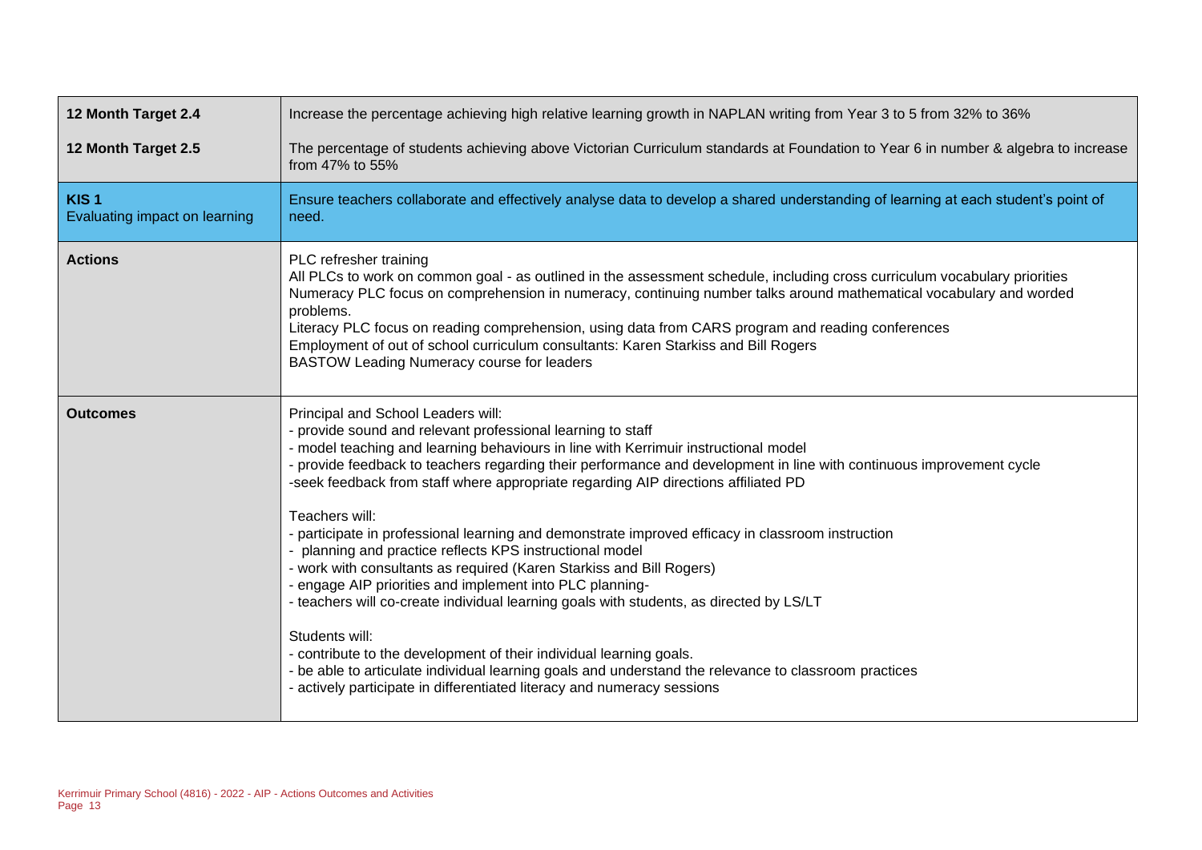| 12 Month Target 2.4 | Increase the percentage achieving high relative learning growth in NAPLAN writing from Year 3 to 5 from 32% to 36% |
|---|---|
| **12 Month Target 2.5** | The percentage of students achieving above Victorian Curriculum standards at Foundation to Year 6 in number & algebra to increase from 47% to 55% |
| **KIS 1**<br>Evaluating impact on learning | Ensure teachers collaborate and effectively analyse data to develop a shared understanding of learning at each student's point of need. |
| **Actions** | PLC refresher training<br>All PLCs to work on common goal - as outlined in the assessment schedule, including cross curriculum vocabulary priorities<br>Numeracy PLC focus on comprehension in numeracy, continuing number talks around mathematical vocabulary and worded problems.<br>Literacy PLC focus on reading comprehension, using data from CARS program and reading conferences<br>Employment of out of school curriculum consultants: Karen Starkiss and Bill Rogers<br>BASTOW Leading Numeracy course for leaders |
| **Outcomes** | Principal and School Leaders will:<br>- provide sound and relevant professional learning to staff<br>- model teaching and learning behaviours in line with Kerrimuir instructional model<br>- provide feedback to teachers regarding their performance and development in line with continuous improvement cycle<br>-seek feedback from staff where appropriate regarding AIP directions affiliated PD<br><br>Teachers will:<br>- participate in professional learning and demonstrate improved efficacy in classroom instruction<br>- planning and practice reflects KPS instructional model<br>- work with consultants as required (Karen Starkiss and Bill Rogers)<br>- engage AIP priorities and implement into PLC planning-<br>- teachers will co-create individual learning goals with students, as directed by LS/LT<br><br>Students will:<br>- contribute to the development of their individual learning goals.<br>- be able to articulate individual learning goals and understand the relevance to classroom practices<br>- actively participate in differentiated literacy and numeracy sessions |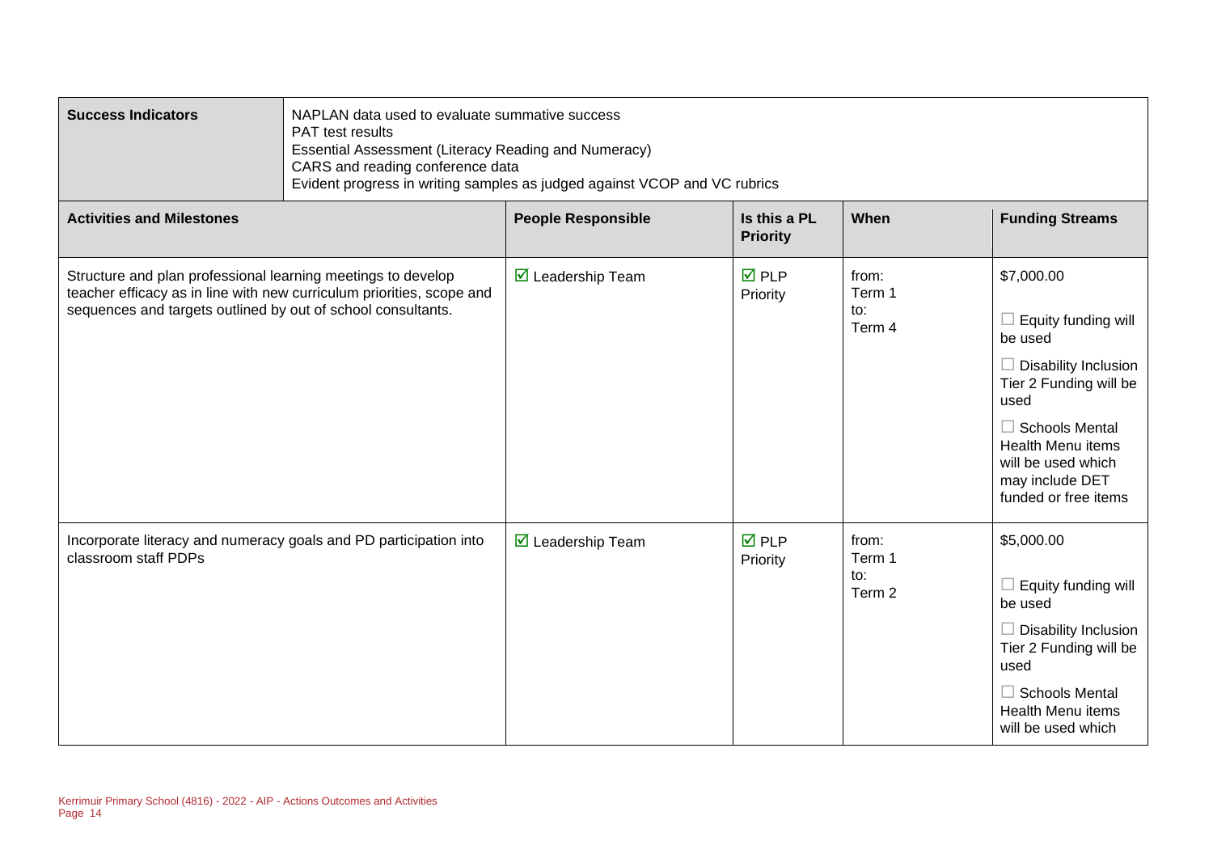| **Success Indicators** | NAPLAN data used to evaluate summative success<br>PAT test results<br>Essential Assessment (Literacy Reading and Numeracy)<br>CARS and reading conference data<br>Evident progress in writing samples as judged against VCOP and VC rubrics | | | |
|---|---|---|---|---|
| **Activities and Milestones** | **People Responsible** | **Is this a PL Priority** | **When** | **Funding Streams** |
| Structure and plan professional learning meetings to develop teacher efficacy as in line with new curriculum priorities, scope and sequences and targets outlined by out of school consultants. | ☑ Leadership Team | ☑ PLP Priority | from: Term 1 to: Term 4 | $7,000.00<br>☐ Equity funding will be used<br>☐ Disability Inclusion Tier 2 Funding will be used<br>☐ Schools Mental Health Menu items will be used which may include DET funded or free items |
| Incorporate literacy and numeracy goals and PD participation into classroom staff PDPs | ☑ Leadership Team | ☑ PLP Priority | from: Term 1 to: Term 2 | $5,000.00<br>☐ Equity funding will be used<br>☐ Disability Inclusion Tier 2 Funding will be used<br>☐ Schools Mental Health Menu items will be used which |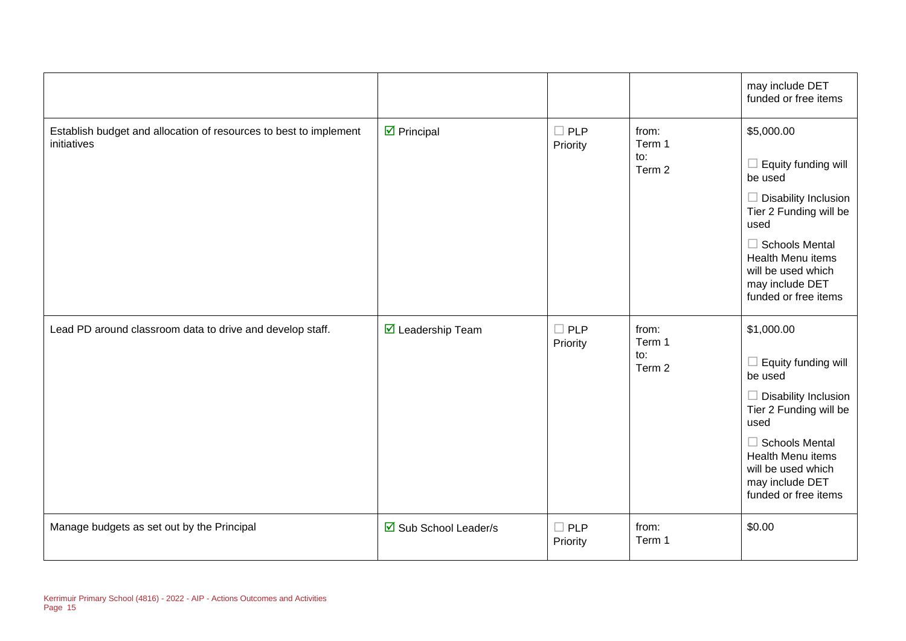| | | | | |
|---|---|---|---|---|
| | | | | may include DET funded or free items |
| Establish budget and allocation of resources to best to implement initiatives | ☑ Principal | ☐ PLP Priority | from: Term 1 to: Term 2 | $5,000.00 ☐ Equity funding will be used ☐ Disability Inclusion Tier 2 Funding will be used ☐ Schools Mental Health Menu items will be used which may include DET funded or free items |
| Lead PD around classroom data to drive and develop staff. | ☑ Leadership Team | ☐ PLP Priority | from: Term 1 to: Term 2 | $1,000.00 ☐ Equity funding will be used ☐ Disability Inclusion Tier 2 Funding will be used ☐ Schools Mental Health Menu items will be used which may include DET funded or free items |
| Manage budgets as set out by the Principal | ☑ Sub School Leader/s | ☐ PLP Priority | from: Term 1 | $0.00 |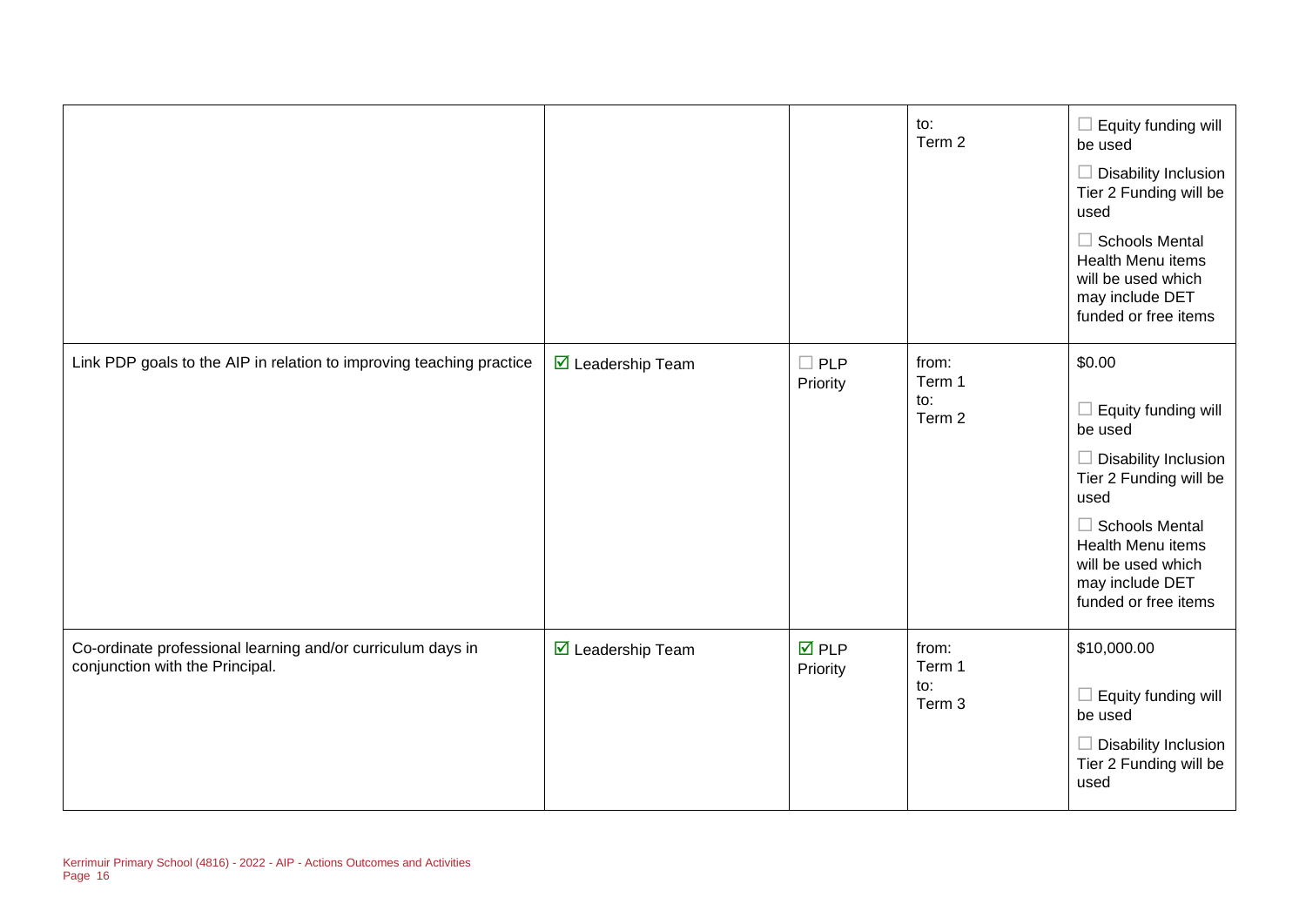| | | | | |
|---|---|---|---|---|
| | | | to:<br>Term 2 | ☐ Equity funding will be used<br>☐ Disability Inclusion Tier 2 Funding will be used<br>☐ Schools Mental Health Menu items will be used which may include DET funded or free items |
| Link PDP goals to the AIP in relation to improving teaching practice | ☑ Leadership Team | ☐ PLP Priority | from:<br>Term 1<br>to:<br>Term 2 | $0.00<br>☐ Equity funding will be used<br>☐ Disability Inclusion Tier 2 Funding will be used<br>☐ Schools Mental Health Menu items will be used which may include DET funded or free items |
| Co-ordinate professional learning and/or curriculum days in conjunction with the Principal. | ☑ Leadership Team | ☑ PLP Priority | from:<br>Term 1<br>to:<br>Term 3 | $10,000.00<br>☐ Equity funding will be used<br>☐ Disability Inclusion Tier 2 Funding will be used |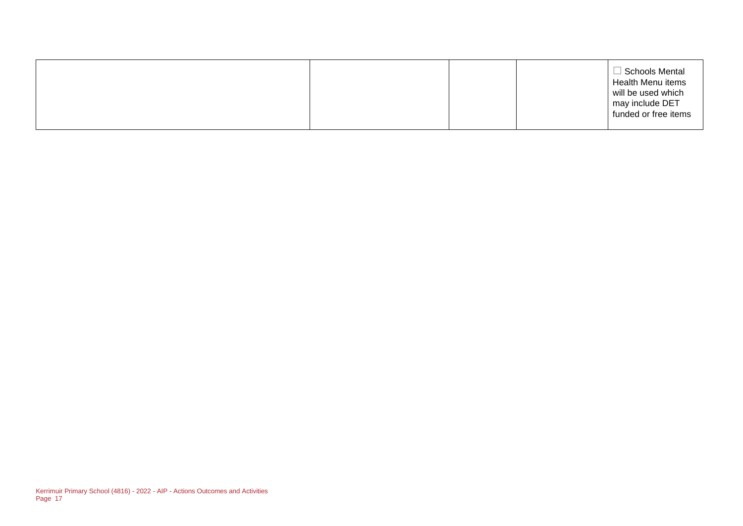| | | | | |
|---|---|---|---|---|
| | | | | ☐ Schools Mental Health Menu items will be used which may include DET funded or free items |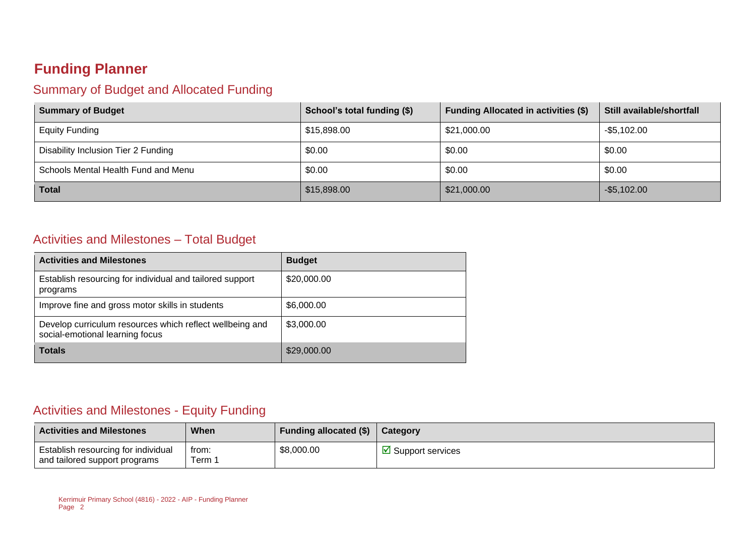# Funding Planner

## Summary of Budget and Allocated Funding

| Summary of Budget | School's total funding ($) | Funding Allocated in activities ($) | Still available/shortfall |
|---|---|---|---|
| Equity Funding | $15,898.00 | $21,000.00 | -$5,102.00 |
| Disability Inclusion Tier 2 Funding | $0.00 | $0.00 | $0.00 |
| Schools Mental Health Fund and Menu | $0.00 | $0.00 | $0.00 |
| **Total** | $15,898.00 | $21,000.00 | -$5,102.00 |

## Activities and Milestones – Total Budget

| Activities and Milestones | Budget |
|---|---|
| Establish resourcing for individual and tailored support programs | $20,000.00 |
| Improve fine and gross motor skills in students | $6,000.00 |
| Develop curriculum resources which reflect wellbeing and social-emotional learning focus | $3,000.00 |
| **Totals** | $29,000.00 |

## Activities and Milestones - Equity Funding

| Activities and Milestones | When | Funding allocated ($) | Category |
|---|---|---|---|
| Establish resourcing for individual and tailored support programs | from: Term 1 | $8,000.00 | ☑ Support services |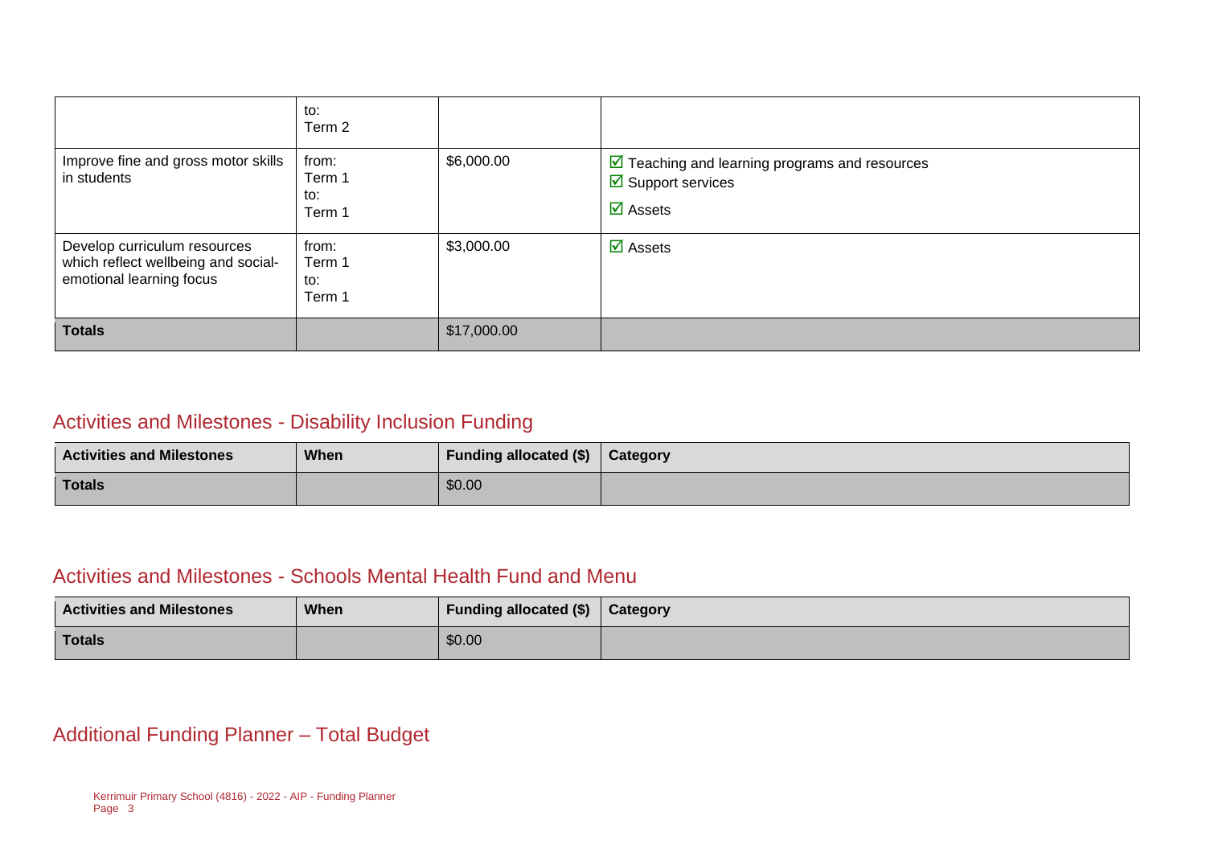| | | | |
|---|---|---|---|
| | to:<br>Term 2 | | |
| Improve fine and gross motor skills in students | from:<br>Term 1<br>to:<br>Term 1 | $6,000.00 | ☑ Teaching and learning programs and resources<br>☑ Support services<br>☑ Assets |
| Develop curriculum resources which reflect wellbeing and social-emotional learning focus | from:<br>Term 1<br>to:<br>Term 1 | $3,000.00 | ☑ Assets |
| **Totals** | | $17,000.00 | |

## Activities and Milestones - Disability Inclusion Funding

| Activities and Milestones | When | Funding allocated ($) | Category |
|---|---|---|---|
| **Totals** | | $0.00 | |

## Activities and Milestones - Schools Mental Health Fund and Menu

| Activities and Milestones | When | Funding allocated ($) | Category |
|---|---|---|---|
| **Totals** | | $0.00 | |

## Additional Funding Planner – Total Budget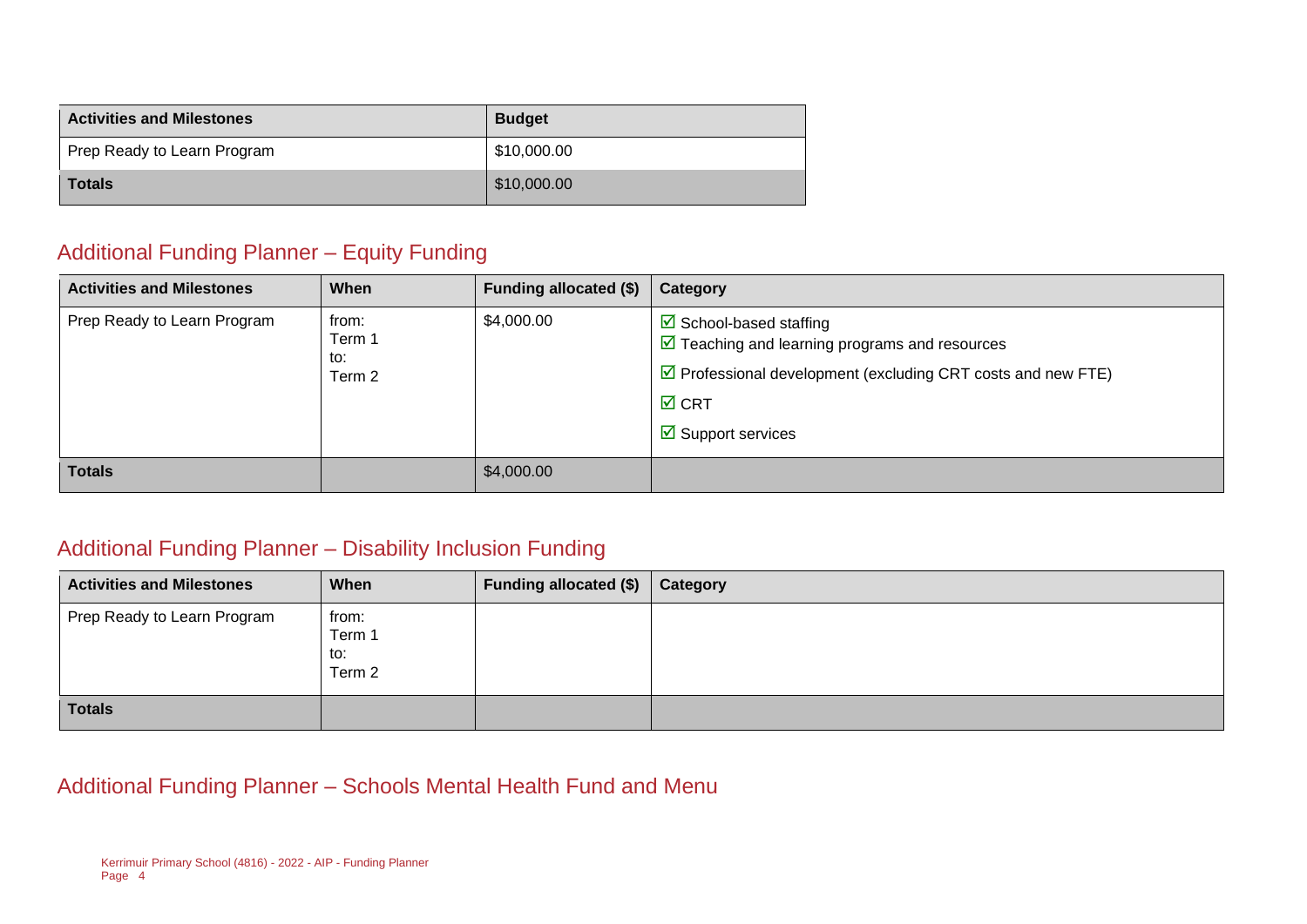| Activities and Milestones | Budget |
|---|---|
| Prep Ready to Learn Program | $10,000.00 |
| **Totals** | $10,000.00 |

## Additional Funding Planner – Equity Funding

| Activities and Milestones | When | Funding allocated ($) | Category |
|---|---|---|---|
| Prep Ready to Learn Program | from: Term 1 to: Term 2 | $4,000.00 | ☑ School-based staffing<br>☑ Teaching and learning programs and resources<br>☑ Professional development (excluding CRT costs and new FTE)<br>☑ CRT<br>☑ Support services |
| **Totals** | | $4,000.00 | |

## Additional Funding Planner – Disability Inclusion Funding

| Activities and Milestones | When | Funding allocated ($) | Category |
|---|---|---|---|
| Prep Ready to Learn Program | from: Term 1 to: Term 2 | | |
| **Totals** | | | |

## Additional Funding Planner – Schools Mental Health Fund and Menu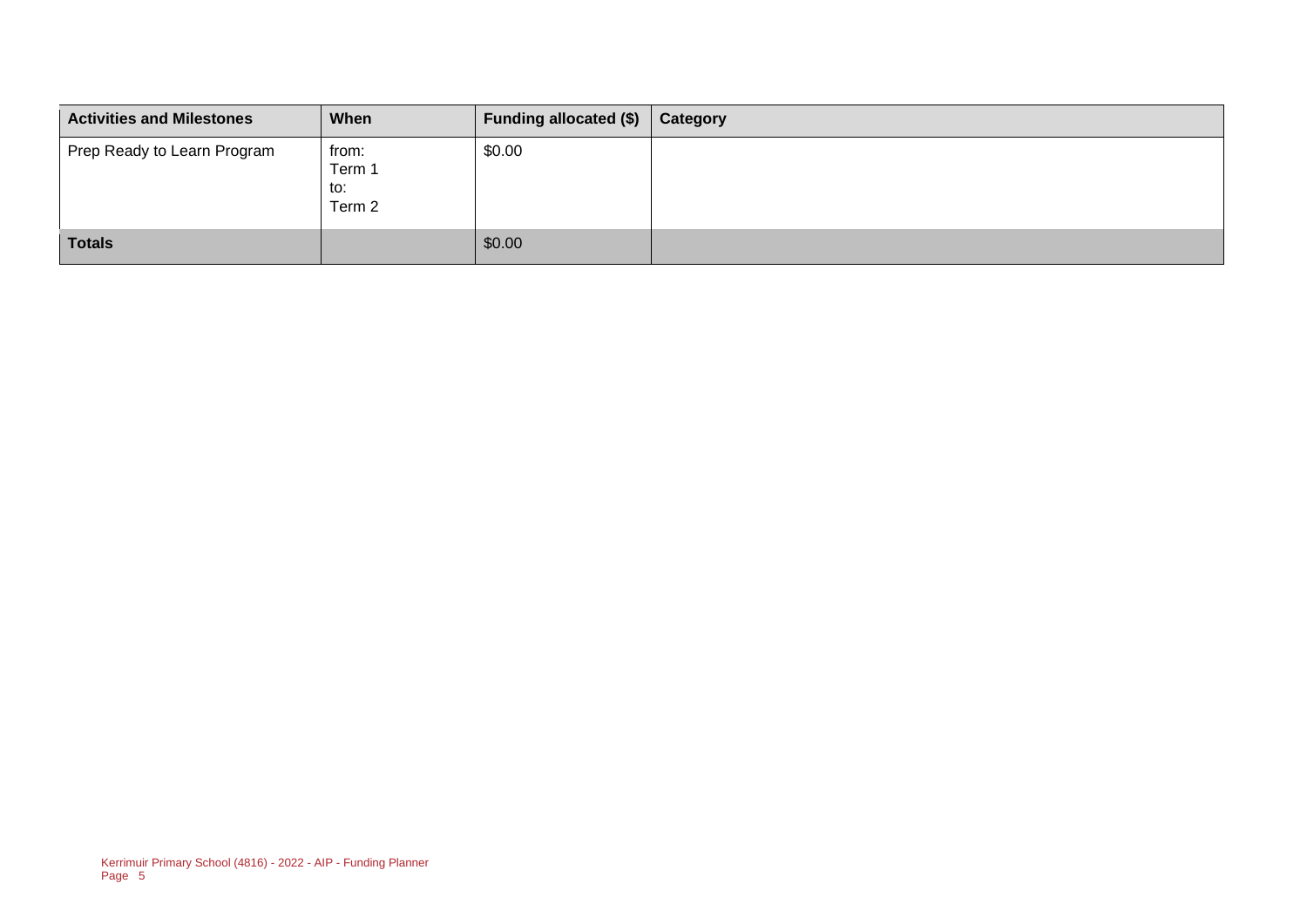| Activities and Milestones | When | Funding allocated ($) | Category |
|---|---|---|---|
| Prep Ready to Learn Program | from: Term 1 to: Term 2 | $0.00 | |
| **Totals** | | $0.00 | |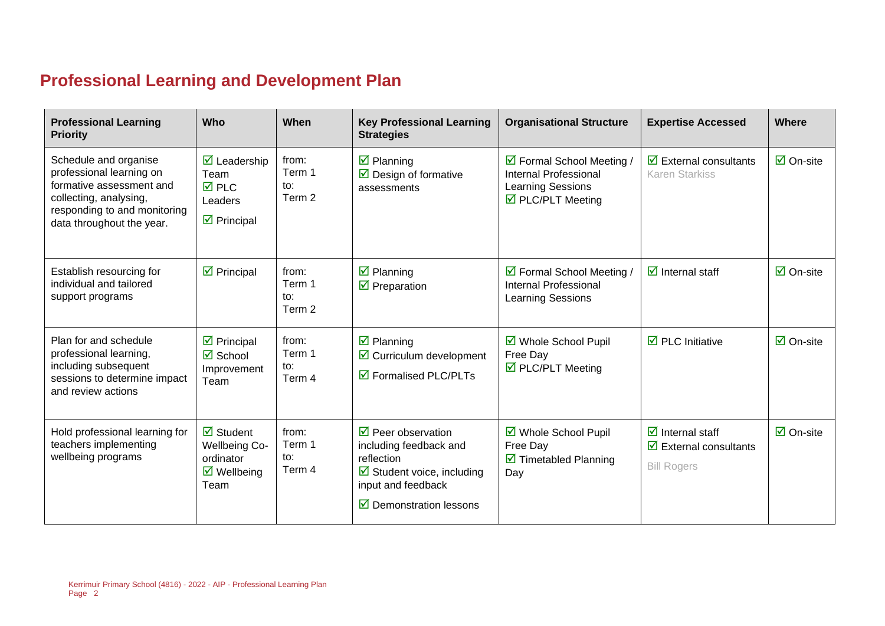# Professional Learning and Development Plan

| Professional Learning Priority | Who | When | Key Professional Learning Strategies | Organisational Structure | Expertise Accessed | Where |
|---|---|---|---|---|---|---|
| Schedule and organise professional learning on formative assessment and collecting, analysing, responding to and monitoring data throughout the year. | ☑ Leadership Team<br>☑ PLC Leaders<br>☑ Principal | from: Term 1 to: Term 2 | ☑ Planning<br>☑ Design of formative assessments | ☑ Formal School Meeting / Internal Professional Learning Sessions<br>☑ PLC/PLT Meeting | ☑ External consultants<br>Karen Starkiss | ☑ On-site |
| Establish resourcing for individual and tailored support programs | ☑ Principal | from: Term 1 to: Term 2 | ☑ Planning<br>☑ Preparation | ☑ Formal School Meeting / Internal Professional Learning Sessions | ☑ Internal staff | ☑ On-site |
| Plan for and schedule professional learning, including subsequent sessions to determine impact and review actions | ☑ Principal<br>☑ School Improvement Team | from: Term 1 to: Term 4 | ☑ Planning<br>☑ Curriculum development<br>☑ Formalised PLC/PLTs | ☑ Whole School Pupil Free Day<br>☑ PLC/PLT Meeting | ☑ PLC Initiative | ☑ On-site |
| Hold professional learning for teachers implementing wellbeing programs | ☑ Student Wellbeing Co-ordinator<br>☑ Wellbeing Team | from: Term 1 to: Term 4 | ☑ Peer observation including feedback and reflection<br>☑ Student voice, including input and feedback<br>☑ Demonstration lessons | ☑ Whole School Pupil Free Day<br>☑ Timetabled Planning Day | ☑ Internal staff<br>☑ External consultants<br>Bill Rogers | ☑ On-site |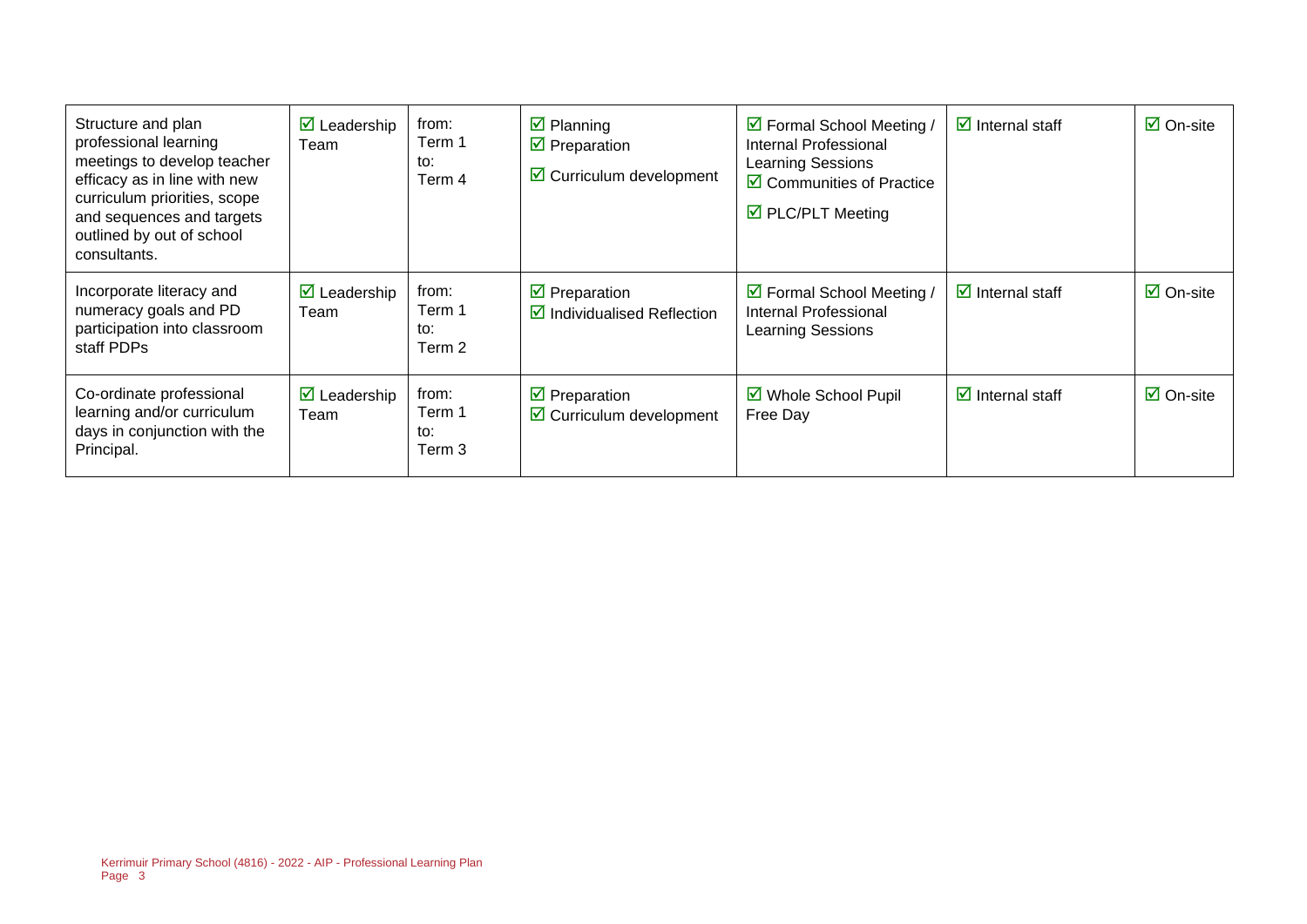| | | | | | | |
|---|---|---|---|---|---|---|
| Structure and plan professional learning meetings to develop teacher efficacy as in line with new curriculum priorities, scope and sequences and targets outlined by out of school consultants. | ☑ Leadership Team | from: Term 1 to: Term 4 | ☑ Planning ☑ Preparation ☑ Curriculum development | ☑ Formal School Meeting / Internal Professional Learning Sessions ☑ Communities of Practice ☑ PLC/PLT Meeting | ☑ Internal staff | ☑ On-site |
| Incorporate literacy and numeracy goals and PD participation into classroom staff PDPs | ☑ Leadership Team | from: Term 1 to: Term 2 | ☑ Preparation ☑ Individualised Reflection | ☑ Formal School Meeting / Internal Professional Learning Sessions | ☑ Internal staff | ☑ On-site |
| Co-ordinate professional learning and/or curriculum days in conjunction with the Principal. | ☑ Leadership Team | from: Term 1 to: Term 3 | ☑ Preparation ☑ Curriculum development | ☑ Whole School Pupil Free Day | ☑ Internal staff | ☑ On-site |